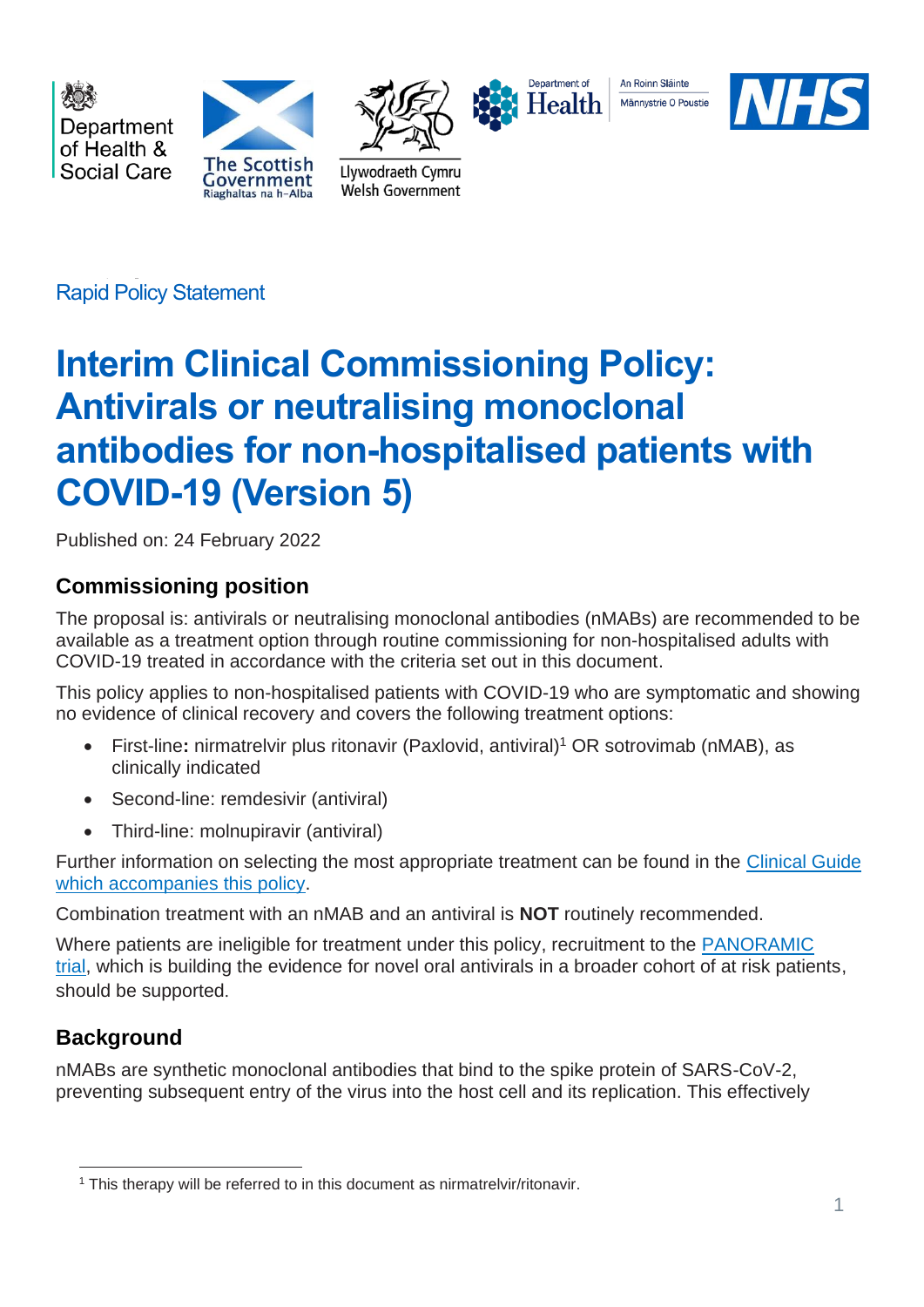Rapid Policy Statement

# Interim Clinical Commissioning Policy: Antivirals or neutralising monoclonal antibodies for non-hospitalised patients with COVID-19 (Version 5)

Published on: 24 February 2022

## Commissioning position

The proposal is: antivirals or neutralising monoclonal antibodies (nMABs) are recommended to be available as a treatment option through routine commissioning for non-hospitalised adults with COVID-19 treated in accordance with the criteria set out in this document.

This policy applies to non-hospitalised patients with COVID-19 who are symptomatic and showing no evidence of clinical recovery and covers the following treatment options:

- First-line**:** nirmatrelvir plus ritonavir (Paxlovid, antiviral)[1] OR sotrovimab (nMAB), as clinically indicated
- Second-line: remdesivir (antiviral)
- Third-line: molnupiravir (antiviral)

Further information on selecting the most appropriate treatment can be found in the Clinical Guide which accompanies this policy.

Combination treatment with an nMAB and an antiviral is **NOT** routinely recommended.

Where patients are ineligible for treatment under this policy, recruitment to the PANORAMIC trial, which is building the evidence for novel oral antivirals in a broader cohort of at risk patients, should be supported.

## Background

nMABs are synthetic monoclonal antibodies that bind to the spike protein of SARS-CoV-2, preventing subsequent entry of the virus into the host cell and its replication. This effectively

[1] This therapy will be referred to in this document as nirmatrelvir/ritonavir.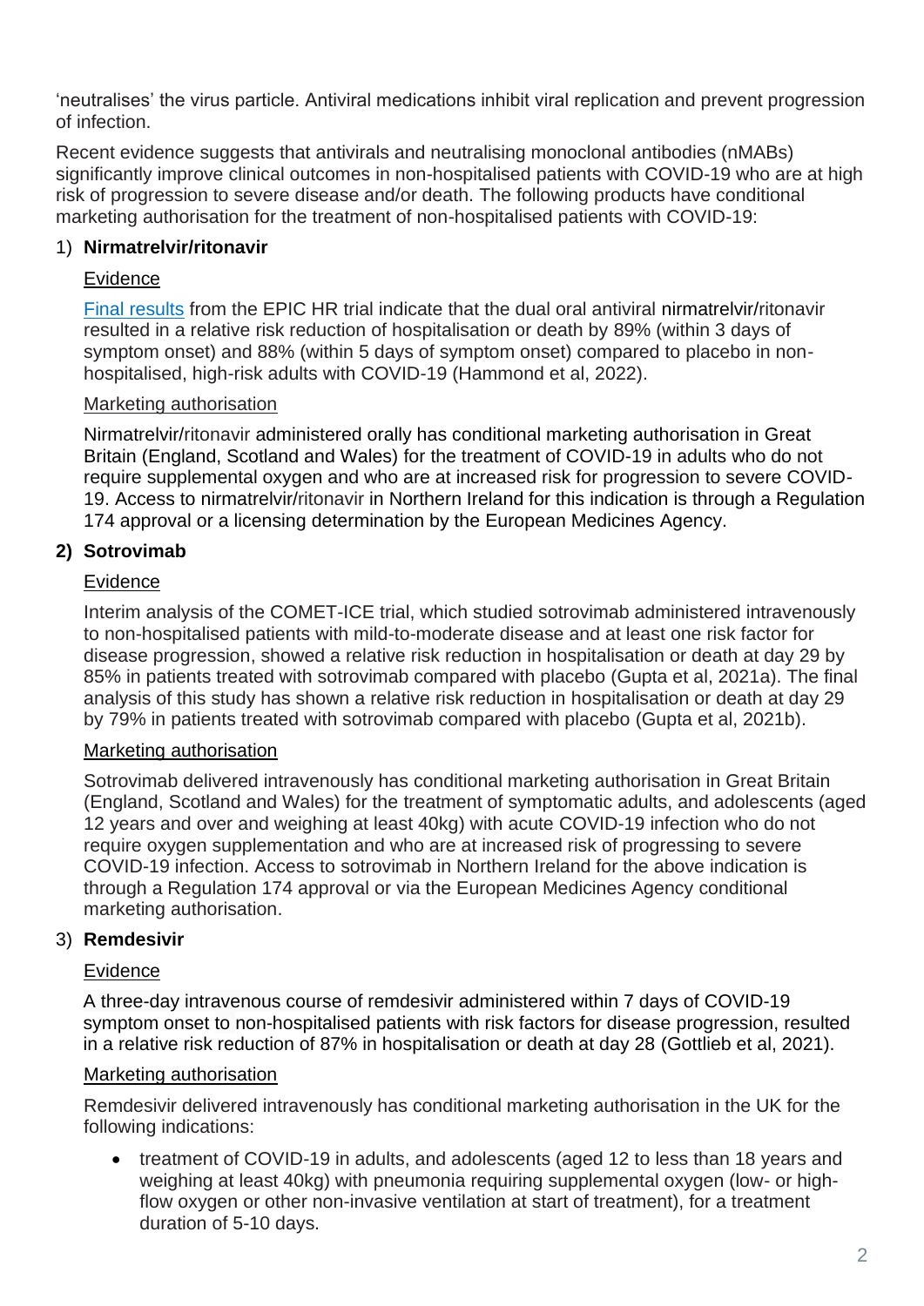'neutralises' the virus particle. Antiviral medications inhibit viral replication and prevent progression of infection.

Recent evidence suggests that antivirals and neutralising monoclonal antibodies (nMABs) significantly improve clinical outcomes in non-hospitalised patients with COVID-19 who are at high risk of progression to severe disease and/or death. The following products have conditional marketing authorisation for the treatment of non-hospitalised patients with COVID-19:

1) **Nirmatrelvir/ritonavir**

   Evidence

   Final results from the EPIC HR trial indicate that the dual oral antiviral nirmatrelvir/ritonavir resulted in a relative risk reduction of hospitalisation or death by 89% (within 3 days of symptom onset) and 88% (within 5 days of symptom onset) compared to placebo in non-hospitalised, high-risk adults with COVID-19 (Hammond et al, 2022).

   Marketing authorisation

   Nirmatrelvir/ritonavir administered orally has conditional marketing authorisation in Great Britain (England, Scotland and Wales) for the treatment of COVID-19 in adults who do not require supplemental oxygen and who are at increased risk for progression to severe COVID-19. Access to nirmatrelvir/ritonavir in Northern Ireland for this indication is through a Regulation 174 approval or a licensing determination by the European Medicines Agency.

2) **Sotrovimab**

   Evidence

   Interim analysis of the COMET-ICE trial, which studied sotrovimab administered intravenously to non-hospitalised patients with mild-to-moderate disease and at least one risk factor for disease progression, showed a relative risk reduction in hospitalisation or death at day 29 by 85% in patients treated with sotrovimab compared with placebo (Gupta et al, 2021a). The final analysis of this study has shown a relative risk reduction in hospitalisation or death at day 29 by 79% in patients treated with sotrovimab compared with placebo (Gupta et al, 2021b).

   Marketing authorisation

   Sotrovimab delivered intravenously has conditional marketing authorisation in Great Britain (England, Scotland and Wales) for the treatment of symptomatic adults, and adolescents (aged 12 years and over and weighing at least 40kg) with acute COVID-19 infection who do not require oxygen supplementation and who are at increased risk of progressing to severe COVID-19 infection. Access to sotrovimab in Northern Ireland for the above indication is through a Regulation 174 approval or via the European Medicines Agency conditional marketing authorisation.

3) **Remdesivir**

   Evidence

   A three-day intravenous course of remdesivir administered within 7 days of COVID-19 symptom onset to non-hospitalised patients with risk factors for disease progression, resulted in a relative risk reduction of 87% in hospitalisation or death at day 28 (Gottlieb et al, 2021).

   Marketing authorisation

   Remdesivir delivered intravenously has conditional marketing authorisation in the UK for the following indications:

   - treatment of COVID-19 in adults, and adolescents (aged 12 to less than 18 years and weighing at least 40kg) with pneumonia requiring supplemental oxygen (low- or high-flow oxygen or other non-invasive ventilation at start of treatment), for a treatment duration of 5-10 days.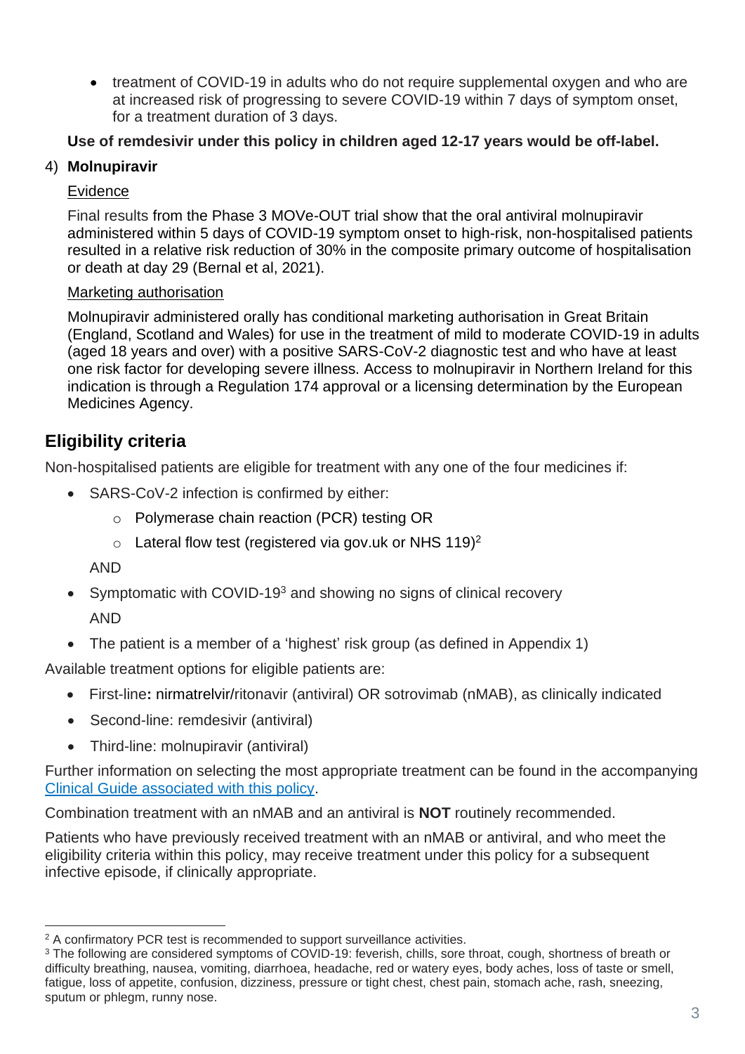- treatment of COVID-19 in adults who do not require supplemental oxygen and who are at increased risk of progressing to severe COVID-19 within 7 days of symptom onset, for a treatment duration of 3 days.

**Use of remdesivir under this policy in children aged 12-17 years would be off-label.**

4) **Molnupiravir**

Evidence

Final results from the Phase 3 MOVe-OUT trial show that the oral antiviral molnupiravir administered within 5 days of COVID-19 symptom onset to high-risk, non-hospitalised patients resulted in a relative risk reduction of 30% in the composite primary outcome of hospitalisation or death at day 29 (Bernal et al, 2021).

Marketing authorisation

Molnupiravir administered orally has conditional marketing authorisation in Great Britain (England, Scotland and Wales) for use in the treatment of mild to moderate COVID-19 in adults (aged 18 years and over) with a positive SARS-CoV-2 diagnostic test and who have at least one risk factor for developing severe illness. Access to molnupiravir in Northern Ireland for this indication is through a Regulation 174 approval or a licensing determination by the European Medicines Agency.

## Eligibility criteria

Non-hospitalised patients are eligible for treatment with any one of the four medicines if:

- SARS-CoV-2 infection is confirmed by either:
  - Polymerase chain reaction (PCR) testing OR
  - Lateral flow test (registered via gov.uk or NHS 119)[2]

  AND
- Symptomatic with COVID-19[3] and showing no signs of clinical recovery

  AND
- The patient is a member of a 'highest' risk group (as defined in Appendix 1)

Available treatment options for eligible patients are:

- First-line**:** nirmatrelvir/ritonavir (antiviral) OR sotrovimab (nMAB), as clinically indicated
- Second-line: remdesivir (antiviral)
- Third-line: molnupiravir (antiviral)

Further information on selecting the most appropriate treatment can be found in the accompanying Clinical Guide associated with this policy.

Combination treatment with an nMAB and an antiviral is **NOT** routinely recommended.

Patients who have previously received treatment with an nMAB or antiviral, and who meet the eligibility criteria within this policy, may receive treatment under this policy for a subsequent infective episode, if clinically appropriate.

---

[2] A confirmatory PCR test is recommended to support surveillance activities.

[3] The following are considered symptoms of COVID-19: feverish, chills, sore throat, cough, shortness of breath or difficulty breathing, nausea, vomiting, diarrhoea, headache, red or watery eyes, body aches, loss of taste or smell, fatigue, loss of appetite, confusion, dizziness, pressure or tight chest, chest pain, stomach ache, rash, sneezing, sputum or phlegm, runny nose.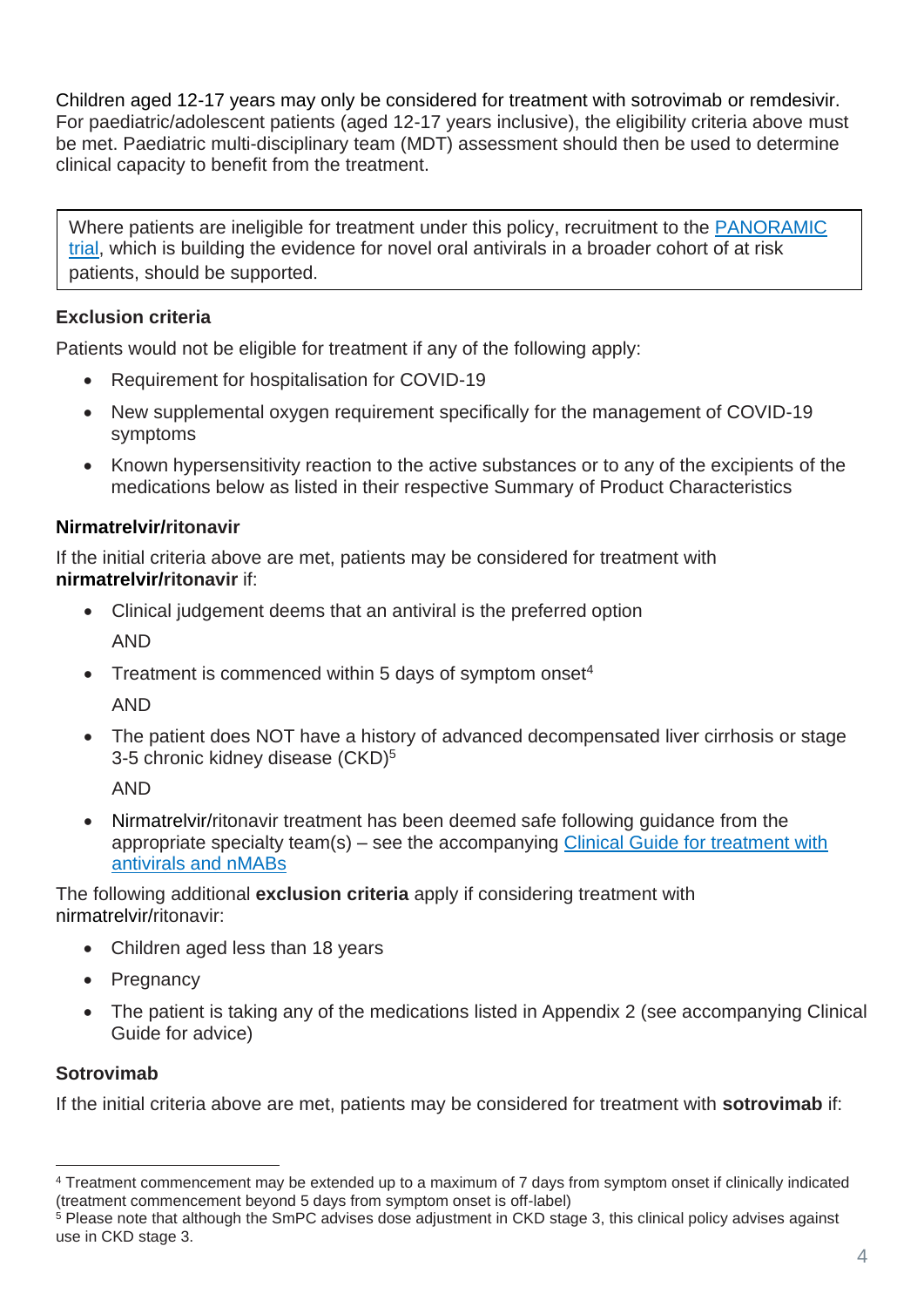Children aged 12-17 years may only be considered for treatment with sotrovimab or remdesivir. For paediatric/adolescent patients (aged 12-17 years inclusive), the eligibility criteria above must be met. Paediatric multi-disciplinary team (MDT) assessment should then be used to determine clinical capacity to benefit from the treatment.

> Where patients are ineligible for treatment under this policy, recruitment to the [PANORAMIC trial](), which is building the evidence for novel oral antivirals in a broader cohort of at risk patients, should be supported.

### Exclusion criteria

Patients would not be eligible for treatment if any of the following apply:

- Requirement for hospitalisation for COVID-19
- New supplemental oxygen requirement specifically for the management of COVID-19 symptoms
- Known hypersensitivity reaction to the active substances or to any of the excipients of the medications below as listed in their respective Summary of Product Characteristics

### Nirmatrelvir/ritonavir

If the initial criteria above are met, patients may be considered for treatment with **nirmatrelvir/ritonavir** if:

- Clinical judgement deems that an antiviral is the preferred option

  AND
- Treatment is commenced within 5 days of symptom onset[4]

  AND
- The patient does NOT have a history of advanced decompensated liver cirrhosis or stage 3-5 chronic kidney disease (CKD)[5]

  AND
- Nirmatrelvir/ritonavir treatment has been deemed safe following guidance from the appropriate specialty team(s) – see the accompanying [Clinical Guide for treatment with antivirals and nMABs]()

The following additional **exclusion criteria** apply if considering treatment with nirmatrelvir/ritonavir:

- Children aged less than 18 years
- Pregnancy
- The patient is taking any of the medications listed in Appendix 2 (see accompanying Clinical Guide for advice)

### Sotrovimab

If the initial criteria above are met, patients may be considered for treatment with **sotrovimab** if:

---

[4] Treatment commencement may be extended up to a maximum of 7 days from symptom onset if clinically indicated (treatment commencement beyond 5 days from symptom onset is off-label)

[5] Please note that although the SmPC advises dose adjustment in CKD stage 3, this clinical policy advises against use in CKD stage 3.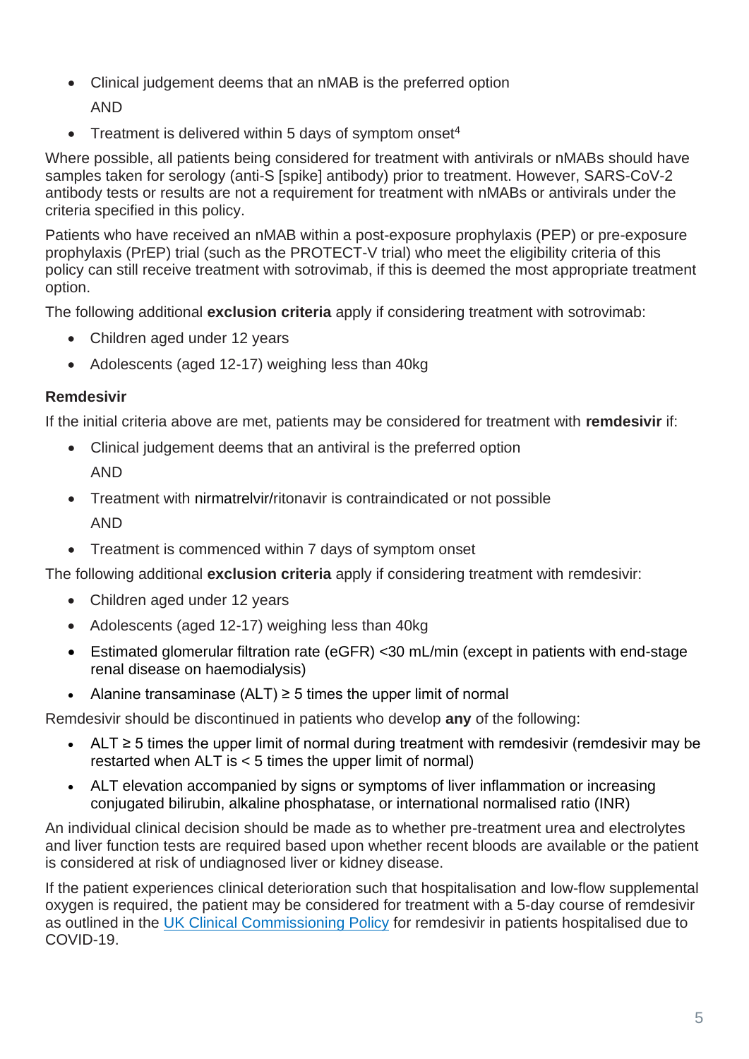- Clinical judgement deems that an nMAB is the preferred option

  AND

- Treatment is delivered within 5 days of symptom onset[4]

Where possible, all patients being considered for treatment with antivirals or nMABs should have samples taken for serology (anti-S [spike] antibody) prior to treatment. However, SARS-CoV-2 antibody tests or results are not a requirement for treatment with nMABs or antivirals under the criteria specified in this policy.

Patients who have received an nMAB within a post-exposure prophylaxis (PEP) or pre-exposure prophylaxis (PrEP) trial (such as the PROTECT-V trial) who meet the eligibility criteria of this policy can still receive treatment with sotrovimab, if this is deemed the most appropriate treatment option.

The following additional **exclusion criteria** apply if considering treatment with sotrovimab:

- Children aged under 12 years
- Adolescents (aged 12-17) weighing less than 40kg

#### Remdesivir

If the initial criteria above are met, patients may be considered for treatment with **remdesivir** if:

- Clinical judgement deems that an antiviral is the preferred option

  AND

- Treatment with nirmatrelvir/ritonavir is contraindicated or not possible

  AND

- Treatment is commenced within 7 days of symptom onset

The following additional **exclusion criteria** apply if considering treatment with remdesivir:

- Children aged under 12 years
- Adolescents (aged 12-17) weighing less than 40kg
- Estimated glomerular filtration rate (eGFR) <30 mL/min (except in patients with end-stage renal disease on haemodialysis)
- Alanine transaminase (ALT) ≥ 5 times the upper limit of normal

Remdesivir should be discontinued in patients who develop **any** of the following:

- ALT ≥ 5 times the upper limit of normal during treatment with remdesivir (remdesivir may be restarted when ALT is < 5 times the upper limit of normal)
- ALT elevation accompanied by signs or symptoms of liver inflammation or increasing conjugated bilirubin, alkaline phosphatase, or international normalised ratio (INR)

An individual clinical decision should be made as to whether pre-treatment urea and electrolytes and liver function tests are required based upon whether recent bloods are available or the patient is considered at risk of undiagnosed liver or kidney disease.

If the patient experiences clinical deterioration such that hospitalisation and low-flow supplemental oxygen is required, the patient may be considered for treatment with a 5-day course of remdesivir as outlined in the UK Clinical Commissioning Policy for remdesivir in patients hospitalised due to COVID-19.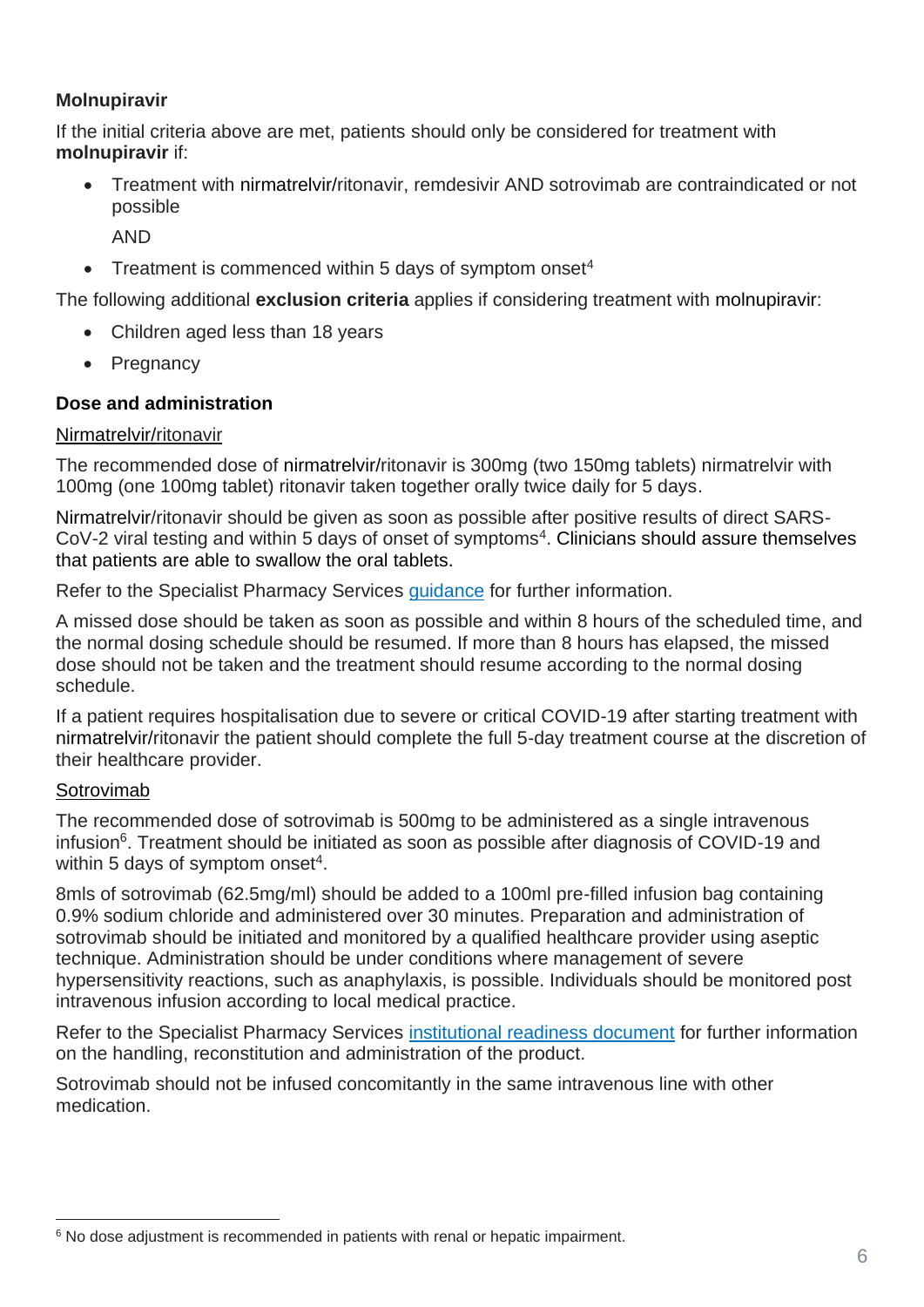**Molnupiravir**

If the initial criteria above are met, patients should only be considered for treatment with **molnupiravir** if:

- Treatment with nirmatrelvir/ritonavir, remdesivir AND sotrovimab are contraindicated or not possible

  AND

- Treatment is commenced within 5 days of symptom onset[4]

The following additional **exclusion criteria** applies if considering treatment with molnupiravir:

- Children aged less than 18 years
- Pregnancy

**Dose and administration**

Nirmatrelvir/ritonavir

The recommended dose of nirmatrelvir/ritonavir is 300mg (two 150mg tablets) nirmatrelvir with 100mg (one 100mg tablet) ritonavir taken together orally twice daily for 5 days.

Nirmatrelvir/ritonavir should be given as soon as possible after positive results of direct SARS-CoV-2 viral testing and within 5 days of onset of symptoms[4]. Clinicians should assure themselves that patients are able to swallow the oral tablets.

Refer to the Specialist Pharmacy Services guidance for further information.

A missed dose should be taken as soon as possible and within 8 hours of the scheduled time, and the normal dosing schedule should be resumed. If more than 8 hours has elapsed, the missed dose should not be taken and the treatment should resume according to the normal dosing schedule.

If a patient requires hospitalisation due to severe or critical COVID-19 after starting treatment with nirmatrelvir/ritonavir the patient should complete the full 5-day treatment course at the discretion of their healthcare provider.

Sotrovimab

The recommended dose of sotrovimab is 500mg to be administered as a single intravenous infusion[6]. Treatment should be initiated as soon as possible after diagnosis of COVID-19 and within 5 days of symptom onset[4].

8mls of sotrovimab (62.5mg/ml) should be added to a 100ml pre-filled infusion bag containing 0.9% sodium chloride and administered over 30 minutes. Preparation and administration of sotrovimab should be initiated and monitored by a qualified healthcare provider using aseptic technique. Administration should be under conditions where management of severe hypersensitivity reactions, such as anaphylaxis, is possible. Individuals should be monitored post intravenous infusion according to local medical practice.

Refer to the Specialist Pharmacy Services institutional readiness document for further information on the handling, reconstitution and administration of the product.

Sotrovimab should not be infused concomitantly in the same intravenous line with other medication.

[6] No dose adjustment is recommended in patients with renal or hepatic impairment.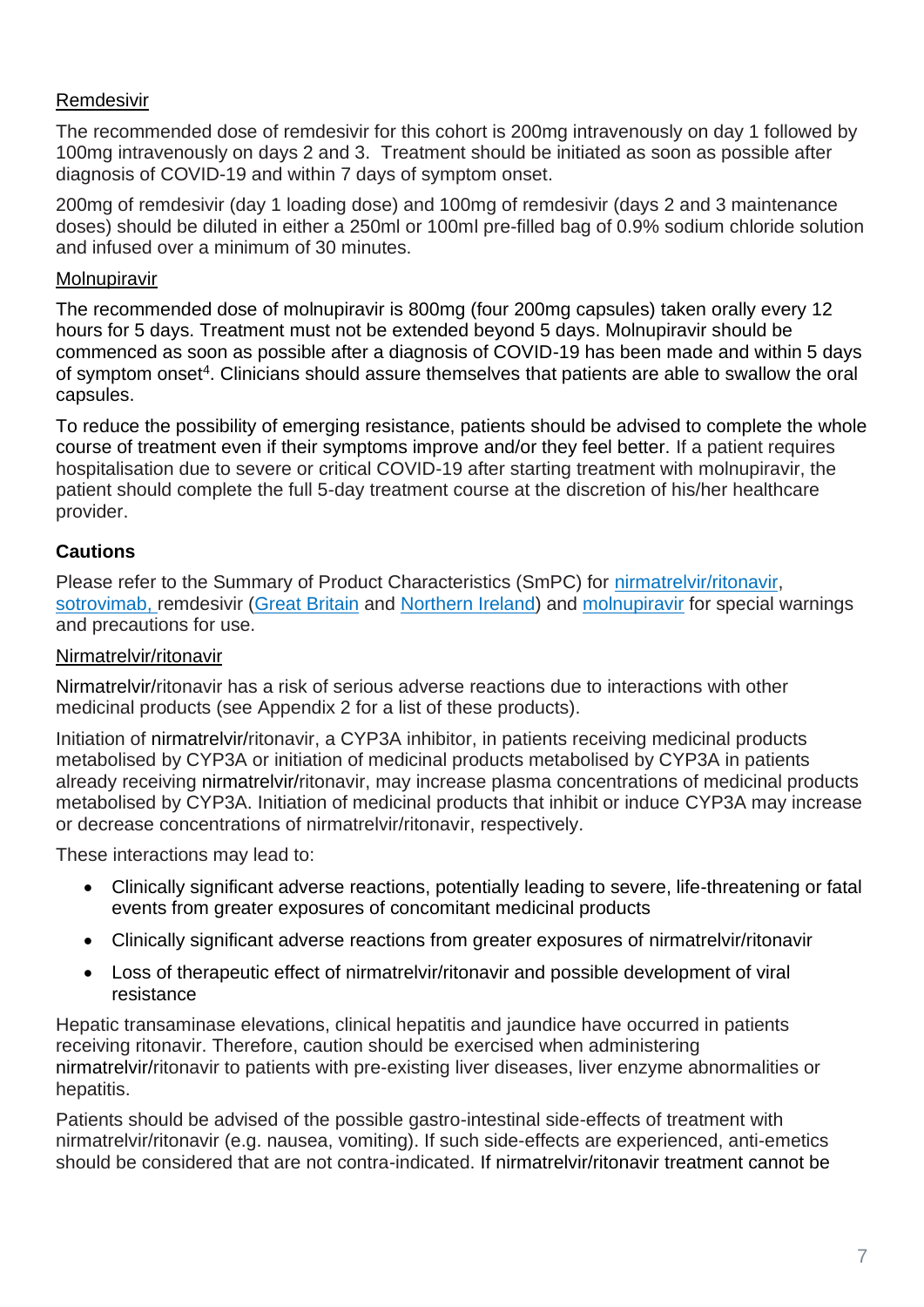<u>Remdesivir</u>

The recommended dose of remdesivir for this cohort is 200mg intravenously on day 1 followed by 100mg intravenously on days 2 and 3. Treatment should be initiated as soon as possible after diagnosis of COVID-19 and within 7 days of symptom onset.

200mg of remdesivir (day 1 loading dose) and 100mg of remdesivir (days 2 and 3 maintenance doses) should be diluted in either a 250ml or 100ml pre-filled bag of 0.9% sodium chloride solution and infused over a minimum of 30 minutes.

<u>Molnupiravir</u>

The recommended dose of molnupiravir is 800mg (four 200mg capsules) taken orally every 12 hours for 5 days. Treatment must not be extended beyond 5 days. Molnupiravir should be commenced as soon as possible after a diagnosis of COVID-19 has been made and within 5 days of symptom onset[4]. Clinicians should assure themselves that patients are able to swallow the oral capsules.

To reduce the possibility of emerging resistance, patients should be advised to complete the whole course of treatment even if their symptoms improve and/or they feel better. If a patient requires hospitalisation due to severe or critical COVID-19 after starting treatment with molnupiravir, the patient should complete the full 5-day treatment course at the discretion of his/her healthcare provider.

**Cautions**

Please refer to the Summary of Product Characteristics (SmPC) for nirmatrelvir/ritonavir, sotrovimab, remdesivir (Great Britain and Northern Ireland) and molnupiravir for special warnings and precautions for use.

<u>Nirmatrelvir/ritonavir</u>

Nirmatrelvir/ritonavir has a risk of serious adverse reactions due to interactions with other medicinal products (see Appendix 2 for a list of these products).

Initiation of nirmatrelvir/ritonavir, a CYP3A inhibitor, in patients receiving medicinal products metabolised by CYP3A or initiation of medicinal products metabolised by CYP3A in patients already receiving nirmatrelvir/ritonavir, may increase plasma concentrations of medicinal products metabolised by CYP3A. Initiation of medicinal products that inhibit or induce CYP3A may increase or decrease concentrations of nirmatrelvir/ritonavir, respectively.

These interactions may lead to:

- Clinically significant adverse reactions, potentially leading to severe, life-threatening or fatal events from greater exposures of concomitant medicinal products
- Clinically significant adverse reactions from greater exposures of nirmatrelvir/ritonavir
- Loss of therapeutic effect of nirmatrelvir/ritonavir and possible development of viral resistance

Hepatic transaminase elevations, clinical hepatitis and jaundice have occurred in patients receiving ritonavir. Therefore, caution should be exercised when administering nirmatrelvir/ritonavir to patients with pre-existing liver diseases, liver enzyme abnormalities or hepatitis.

Patients should be advised of the possible gastro-intestinal side-effects of treatment with nirmatrelvir/ritonavir (e.g. nausea, vomiting). If such side-effects are experienced, anti-emetics should be considered that are not contra-indicated. If nirmatrelvir/ritonavir treatment cannot be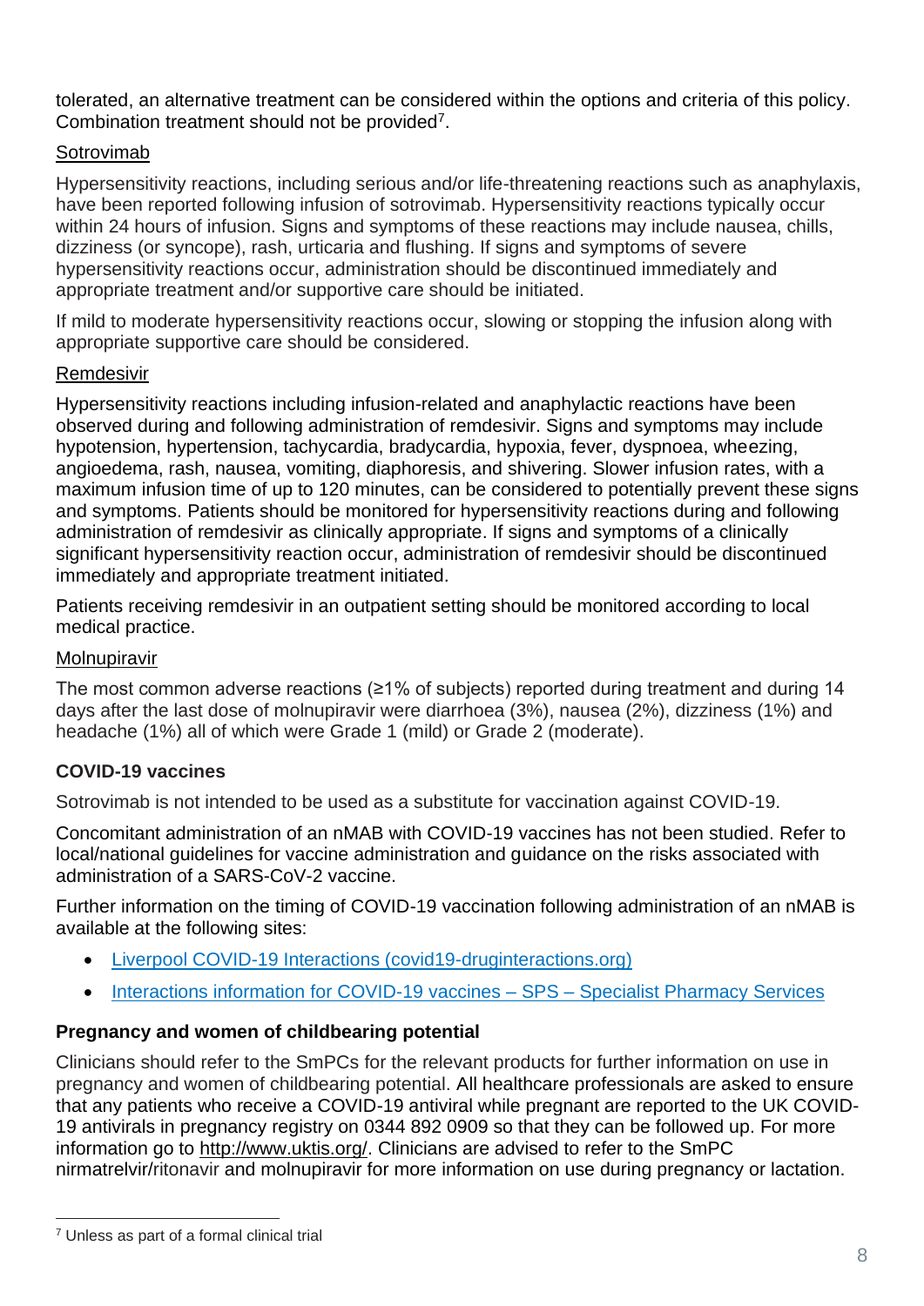tolerated, an alternative treatment can be considered within the options and criteria of this policy. Combination treatment should not be provided[7].

Sotrovimab

Hypersensitivity reactions, including serious and/or life-threatening reactions such as anaphylaxis, have been reported following infusion of sotrovimab. Hypersensitivity reactions typically occur within 24 hours of infusion. Signs and symptoms of these reactions may include nausea, chills, dizziness (or syncope), rash, urticaria and flushing. If signs and symptoms of severe hypersensitivity reactions occur, administration should be discontinued immediately and appropriate treatment and/or supportive care should be initiated.

If mild to moderate hypersensitivity reactions occur, slowing or stopping the infusion along with appropriate supportive care should be considered.

Remdesivir

Hypersensitivity reactions including infusion-related and anaphylactic reactions have been observed during and following administration of remdesivir. Signs and symptoms may include hypotension, hypertension, tachycardia, bradycardia, hypoxia, fever, dyspnoea, wheezing, angioedema, rash, nausea, vomiting, diaphoresis, and shivering. Slower infusion rates, with a maximum infusion time of up to 120 minutes, can be considered to potentially prevent these signs and symptoms. Patients should be monitored for hypersensitivity reactions during and following administration of remdesivir as clinically appropriate. If signs and symptoms of a clinically significant hypersensitivity reaction occur, administration of remdesivir should be discontinued immediately and appropriate treatment initiated.

Patients receiving remdesivir in an outpatient setting should be monitored according to local medical practice.

Molnupiravir

The most common adverse reactions (≥1% of subjects) reported during treatment and during 14 days after the last dose of molnupiravir were diarrhoea (3%), nausea (2%), dizziness (1%) and headache (1%) all of which were Grade 1 (mild) or Grade 2 (moderate).

**COVID-19 vaccines**

Sotrovimab is not intended to be used as a substitute for vaccination against COVID-19.

Concomitant administration of an nMAB with COVID-19 vaccines has not been studied. Refer to local/national guidelines for vaccine administration and guidance on the risks associated with administration of a SARS-CoV-2 vaccine.

Further information on the timing of COVID-19 vaccination following administration of an nMAB is available at the following sites:

- Liverpool COVID-19 Interactions (covid19-druginteractions.org)
- Interactions information for COVID-19 vaccines – SPS – Specialist Pharmacy Services

**Pregnancy and women of childbearing potential**

Clinicians should refer to the SmPCs for the relevant products for further information on use in pregnancy and women of childbearing potential. All healthcare professionals are asked to ensure that any patients who receive a COVID-19 antiviral while pregnant are reported to the UK COVID-19 antivirals in pregnancy registry on 0344 892 0909 so that they can be followed up. For more information go to http://www.uktis.org/. Clinicians are advised to refer to the SmPC nirmatrelvir/ritonavir and molnupiravir for more information on use during pregnancy or lactation.

[7] Unless as part of a formal clinical trial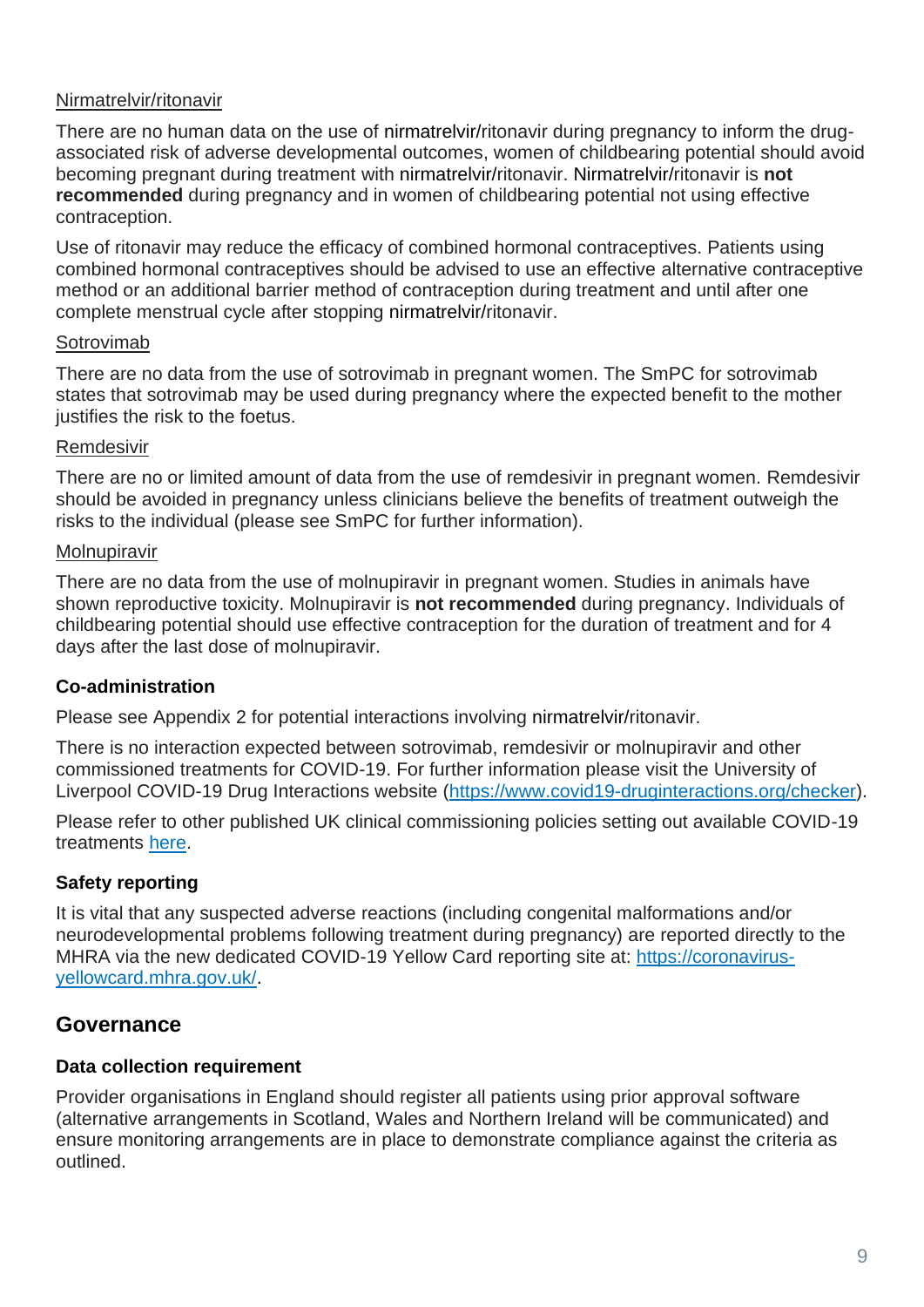Nirmatrelvir/ritonavir

There are no human data on the use of nirmatrelvir/ritonavir during pregnancy to inform the drug-associated risk of adverse developmental outcomes, women of childbearing potential should avoid becoming pregnant during treatment with nirmatrelvir/ritonavir. Nirmatrelvir/ritonavir is **not recommended** during pregnancy and in women of childbearing potential not using effective contraception.

Use of ritonavir may reduce the efficacy of combined hormonal contraceptives. Patients using combined hormonal contraceptives should be advised to use an effective alternative contraceptive method or an additional barrier method of contraception during treatment and until after one complete menstrual cycle after stopping nirmatrelvir/ritonavir.

Sotrovimab

There are no data from the use of sotrovimab in pregnant women. The SmPC for sotrovimab states that sotrovimab may be used during pregnancy where the expected benefit to the mother justifies the risk to the foetus.

Remdesivir

There are no or limited amount of data from the use of remdesivir in pregnant women. Remdesivir should be avoided in pregnancy unless clinicians believe the benefits of treatment outweigh the risks to the individual (please see SmPC for further information).

Molnupiravir

There are no data from the use of molnupiravir in pregnant women. Studies in animals have shown reproductive toxicity. Molnupiravir is **not recommended** during pregnancy. Individuals of childbearing potential should use effective contraception for the duration of treatment and for 4 days after the last dose of molnupiravir.

### Co-administration

Please see Appendix 2 for potential interactions involving nirmatrelvir/ritonavir.

There is no interaction expected between sotrovimab, remdesivir or molnupiravir and other commissioned treatments for COVID-19. For further information please visit the University of Liverpool COVID-19 Drug Interactions website (https://www.covid19-druginteractions.org/checker).

Please refer to other published UK clinical commissioning policies setting out available COVID-19 treatments here.

### Safety reporting

It is vital that any suspected adverse reactions (including congenital malformations and/or neurodevelopmental problems following treatment during pregnancy) are reported directly to the MHRA via the new dedicated COVID-19 Yellow Card reporting site at: https://coronavirus-yellowcard.mhra.gov.uk/.

## Governance

### Data collection requirement

Provider organisations in England should register all patients using prior approval software (alternative arrangements in Scotland, Wales and Northern Ireland will be communicated) and ensure monitoring arrangements are in place to demonstrate compliance against the criteria as outlined.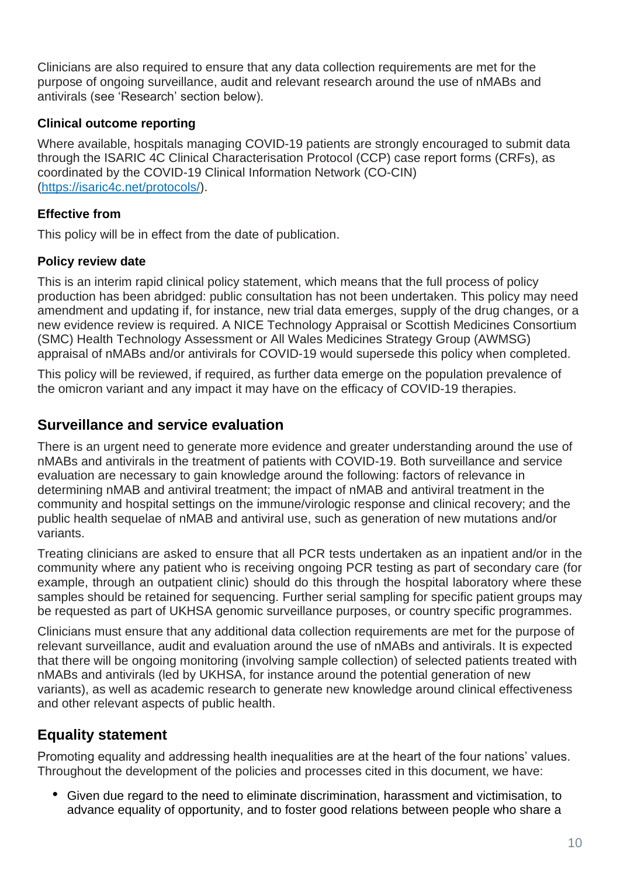Clinicians are also required to ensure that any data collection requirements are met for the purpose of ongoing surveillance, audit and relevant research around the use of nMABs and antivirals (see 'Research' section below).

### Clinical outcome reporting

Where available, hospitals managing COVID-19 patients are strongly encouraged to submit data through the ISARIC 4C Clinical Characterisation Protocol (CCP) case report forms (CRFs), as coordinated by the COVID-19 Clinical Information Network (CO-CIN) ([https://isaric4c.net/protocols/](https://isaric4c.net/protocols/)).

### Effective from

This policy will be in effect from the date of publication.

### Policy review date

This is an interim rapid clinical policy statement, which means that the full process of policy production has been abridged: public consultation has not been undertaken. This policy may need amendment and updating if, for instance, new trial data emerges, supply of the drug changes, or a new evidence review is required. A NICE Technology Appraisal or Scottish Medicines Consortium (SMC) Health Technology Assessment or All Wales Medicines Strategy Group (AWMSG) appraisal of nMABs and/or antivirals for COVID-19 would supersede this policy when completed.

This policy will be reviewed, if required, as further data emerge on the population prevalence of the omicron variant and any impact it may have on the efficacy of COVID-19 therapies.

## Surveillance and service evaluation

There is an urgent need to generate more evidence and greater understanding around the use of nMABs and antivirals in the treatment of patients with COVID-19. Both surveillance and service evaluation are necessary to gain knowledge around the following: factors of relevance in determining nMAB and antiviral treatment; the impact of nMAB and antiviral treatment in the community and hospital settings on the immune/virologic response and clinical recovery; and the public health sequelae of nMAB and antiviral use, such as generation of new mutations and/or variants.

Treating clinicians are asked to ensure that all PCR tests undertaken as an inpatient and/or in the community where any patient who is receiving ongoing PCR testing as part of secondary care (for example, through an outpatient clinic) should do this through the hospital laboratory where these samples should be retained for sequencing. Further serial sampling for specific patient groups may be requested as part of UKHSA genomic surveillance purposes, or country specific programmes.

Clinicians must ensure that any additional data collection requirements are met for the purpose of relevant surveillance, audit and evaluation around the use of nMABs and antivirals. It is expected that there will be ongoing monitoring (involving sample collection) of selected patients treated with nMABs and antivirals (led by UKHSA, for instance around the potential generation of new variants), as well as academic research to generate new knowledge around clinical effectiveness and other relevant aspects of public health.

## Equality statement

Promoting equality and addressing health inequalities are at the heart of the four nations' values. Throughout the development of the policies and processes cited in this document, we have:

- Given due regard to the need to eliminate discrimination, harassment and victimisation, to advance equality of opportunity, and to foster good relations between people who share a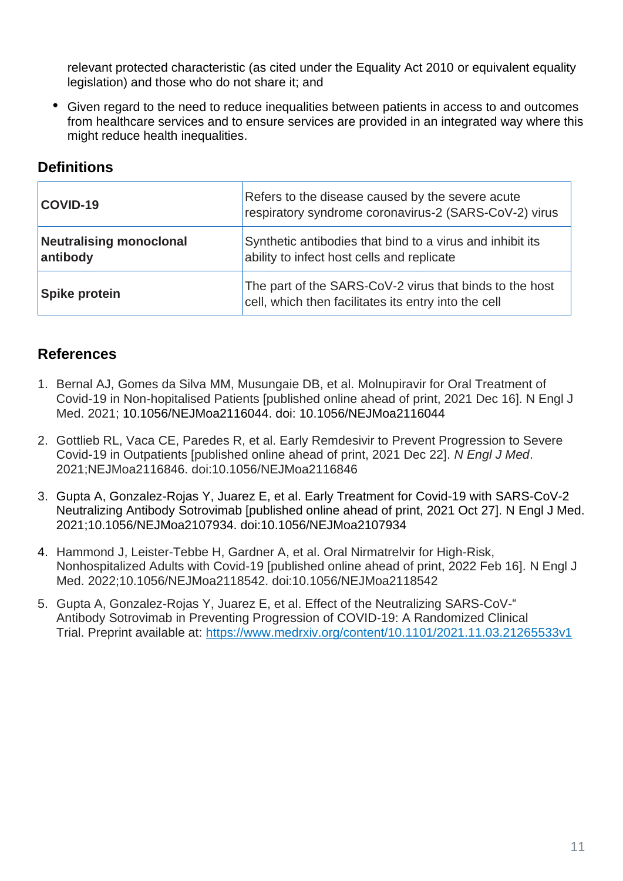relevant protected characteristic (as cited under the Equality Act 2010 or equivalent equality legislation) and those who do not share it; and

- Given regard to the need to reduce inequalities between patients in access to and outcomes from healthcare services and to ensure services are provided in an integrated way where this might reduce health inequalities.

## Definitions

| | |
|---|---|
| **COVID-19** | Refers to the disease caused by the severe acute respiratory syndrome coronavirus-2 (SARS-CoV-2) virus |
| **Neutralising monoclonal antibody** | Synthetic antibodies that bind to a virus and inhibit its ability to infect host cells and replicate |
| **Spike protein** | The part of the SARS-CoV-2 virus that binds to the host cell, which then facilitates its entry into the cell |

## References

1. Bernal AJ, Gomes da Silva MM, Musungaie DB, et al. Molnupiravir for Oral Treatment of Covid-19 in Non-hopitalised Patients [published online ahead of print, 2021 Dec 16]. N Engl J Med. 2021; 10.1056/NEJMoa2116044. doi: 10.1056/NEJMoa2116044
2. Gottlieb RL, Vaca CE, Paredes R, et al. Early Remdesivir to Prevent Progression to Severe Covid-19 in Outpatients [published online ahead of print, 2021 Dec 22]. *N Engl J Med*. 2021;NEJMoa2116846. doi:10.1056/NEJMoa2116846
3. Gupta A, Gonzalez-Rojas Y, Juarez E, et al. Early Treatment for Covid-19 with SARS-CoV-2 Neutralizing Antibody Sotrovimab [published online ahead of print, 2021 Oct 27]. N Engl J Med. 2021;10.1056/NEJMoa2107934. doi:10.1056/NEJMoa2107934
4. Hammond J, Leister-Tebbe H, Gardner A, et al. Oral Nirmatrelvir for High-Risk, Nonhospitalized Adults with Covid-19 [published online ahead of print, 2022 Feb 16]. N Engl J Med. 2022;10.1056/NEJMoa2118542. doi:10.1056/NEJMoa2118542
5. Gupta A, Gonzalez-Rojas Y, Juarez E, et al. Effect of the Neutralizing SARS-CoV-“ Antibody Sotrovimab in Preventing Progression of COVID-19: A Randomized Clinical Trial. Preprint available at: https://www.medrxiv.org/content/10.1101/2021.11.03.21265533v1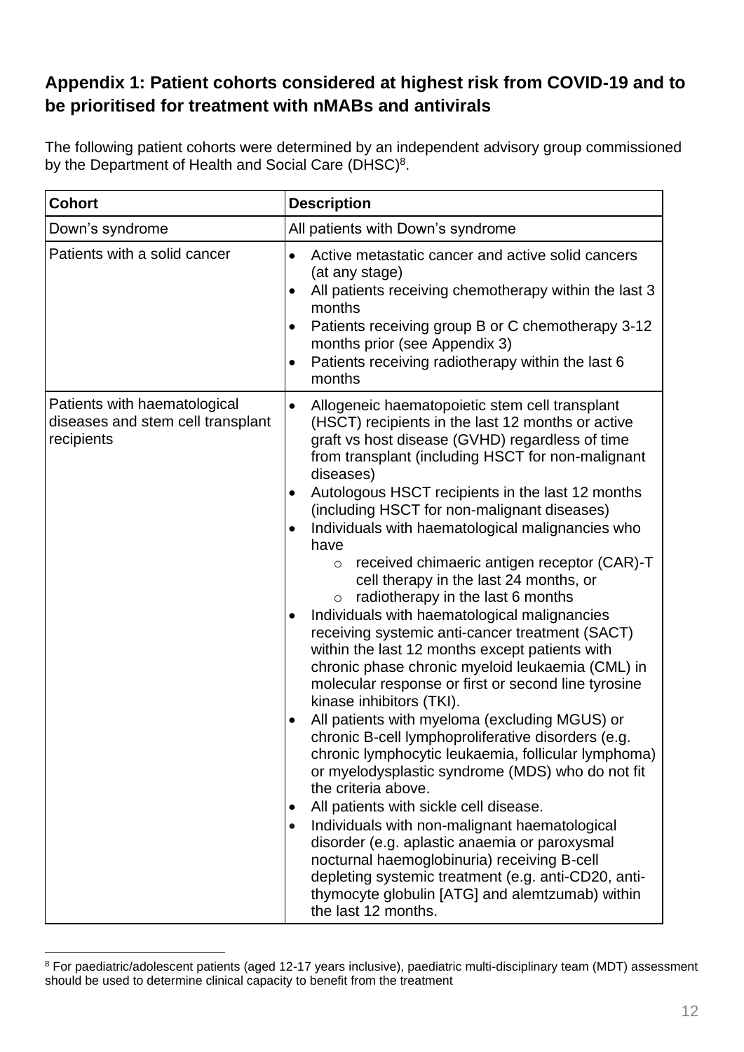## Appendix 1: Patient cohorts considered at highest risk from COVID-19 and to be prioritised for treatment with nMABs and antivirals

The following patient cohorts were determined by an independent advisory group commissioned by the Department of Health and Social Care (DHSC)[8].

| Cohort | Description |
|---|---|
| Down's syndrome | All patients with Down's syndrome |
| Patients with a solid cancer | • Active metastatic cancer and active solid cancers (at any stage)<br>• All patients receiving chemotherapy within the last 3 months<br>• Patients receiving group B or C chemotherapy 3-12 months prior (see Appendix 3)<br>• Patients receiving radiotherapy within the last 6 months |
| Patients with haematological diseases and stem cell transplant recipients | • Allogeneic haematopoietic stem cell transplant (HSCT) recipients in the last 12 months or active graft vs host disease (GVHD) regardless of time from transplant (including HSCT for non-malignant diseases)<br>• Autologous HSCT recipients in the last 12 months (including HSCT for non-malignant diseases)<br>• Individuals with haematological malignancies who have<br>&nbsp;&nbsp;&nbsp;&nbsp;o received chimaeric antigen receptor (CAR)-T cell therapy in the last 24 months, or<br>&nbsp;&nbsp;&nbsp;&nbsp;o radiotherapy in the last 6 months<br>• Individuals with haematological malignancies receiving systemic anti-cancer treatment (SACT) within the last 12 months except patients with chronic phase chronic myeloid leukaemia (CML) in molecular response or first or second line tyrosine kinase inhibitors (TKI).<br>• All patients with myeloma (excluding MGUS) or chronic B-cell lymphoproliferative disorders (e.g. chronic lymphocytic leukaemia, follicular lymphoma) or myelodysplastic syndrome (MDS) who do not fit the criteria above.<br>• All patients with sickle cell disease.<br>• Individuals with non-malignant haematological disorder (e.g. aplastic anaemia or paroxysmal nocturnal haemoglobinuria) receiving B-cell depleting systemic treatment (e.g. anti-CD20, anti-thymocyte globulin [ATG] and alemtzumab) within the last 12 months. |

[8] For paediatric/adolescent patients (aged 12-17 years inclusive), paediatric multi-disciplinary team (MDT) assessment should be used to determine clinical capacity to benefit from the treatment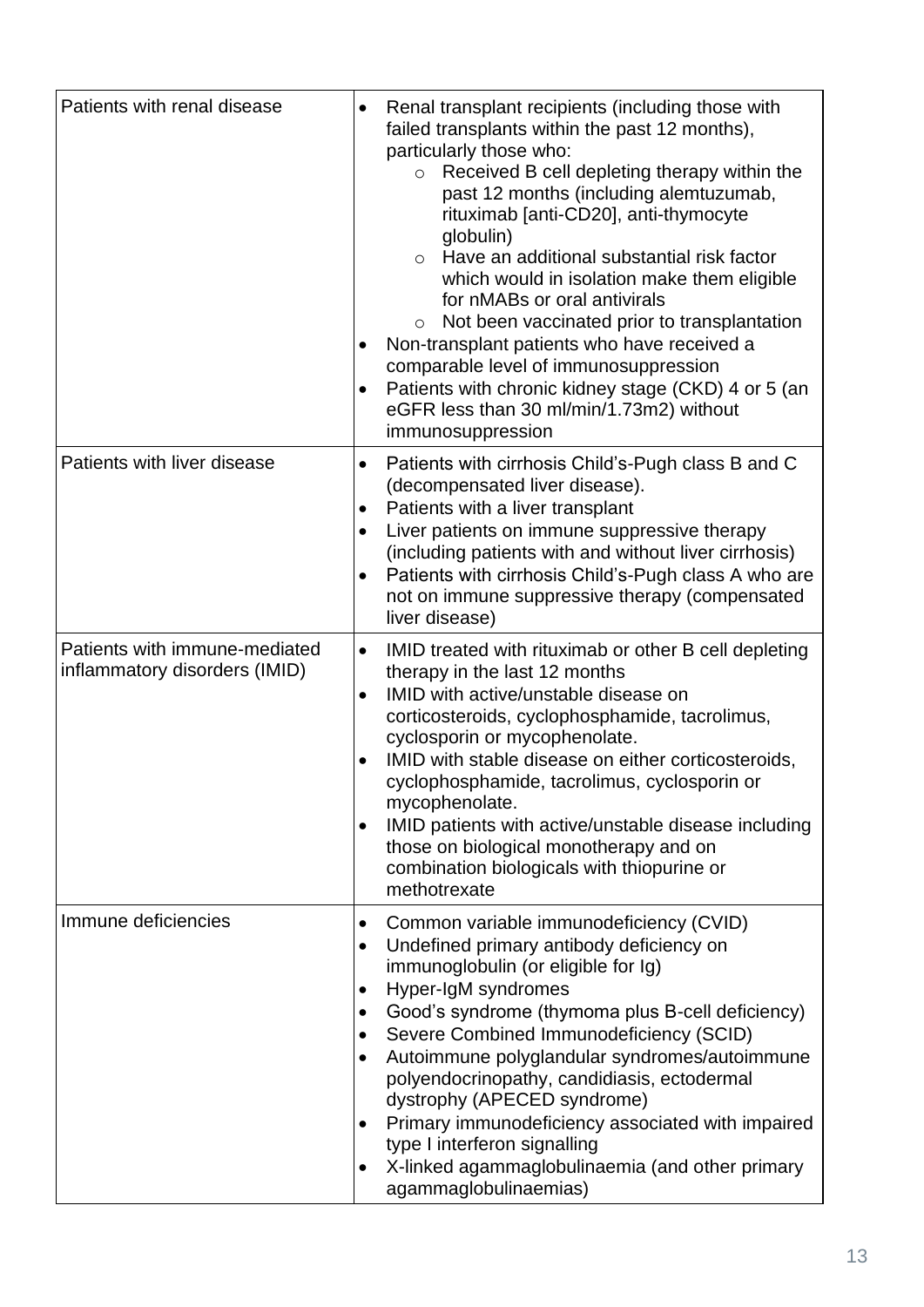| | |
|---|---|
| Patients with renal disease | • Renal transplant recipients (including those with failed transplants within the past 12 months), particularly those who:<br>  ○ Received B cell depleting therapy within the past 12 months (including alemtuzumab, rituximab [anti-CD20], anti-thymocyte globulin)<br>  ○ Have an additional substantial risk factor which would in isolation make them eligible for nMABs or oral antivirals<br>  ○ Not been vaccinated prior to transplantation<br>• Non-transplant patients who have received a comparable level of immunosuppression<br>• Patients with chronic kidney stage (CKD) 4 or 5 (an eGFR less than 30 ml/min/1.73m2) without immunosuppression |
| Patients with liver disease | • Patients with cirrhosis Child's-Pugh class B and C (decompensated liver disease).<br>• Patients with a liver transplant<br>• Liver patients on immune suppressive therapy (including patients with and without liver cirrhosis)<br>• Patients with cirrhosis Child's-Pugh class A who are not on immune suppressive therapy (compensated liver disease) |
| Patients with immune-mediated inflammatory disorders (IMID) | • IMID treated with rituximab or other B cell depleting therapy in the last 12 months<br>• IMID with active/unstable disease on corticosteroids, cyclophosphamide, tacrolimus, cyclosporin or mycophenolate.<br>• IMID with stable disease on either corticosteroids, cyclophosphamide, tacrolimus, cyclosporin or mycophenolate.<br>• IMID patients with active/unstable disease including those on biological monotherapy and on combination biologicals with thiopurine or methotrexate |
| Immune deficiencies | • Common variable immunodeficiency (CVID)<br>• Undefined primary antibody deficiency on immunoglobulin (or eligible for Ig)<br>• Hyper-IgM syndromes<br>• Good's syndrome (thymoma plus B-cell deficiency)<br>• Severe Combined Immunodeficiency (SCID)<br>• Autoimmune polyglandular syndromes/autoimmune polyendocrinopathy, candidiasis, ectodermal dystrophy (APECED syndrome)<br>• Primary immunodeficiency associated with impaired type I interferon signalling<br>• X-linked agammaglobulinaemia (and other primary agammaglobulinaemias) |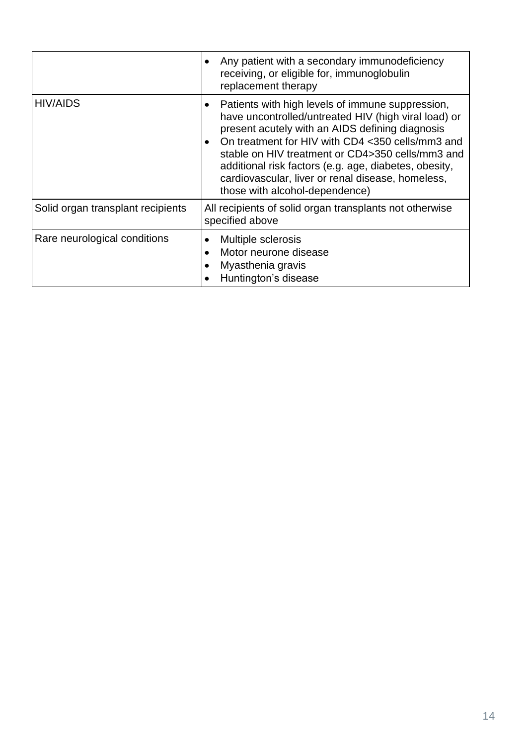| | |
|---|---|
| | • Any patient with a secondary immunodeficiency receiving, or eligible for, immunoglobulin replacement therapy |
| HIV/AIDS | • Patients with high levels of immune suppression, have uncontrolled/untreated HIV (high viral load) or present acutely with an AIDS defining diagnosis<br>• On treatment for HIV with CD4 <350 cells/mm3 and stable on HIV treatment or CD4>350 cells/mm3 and additional risk factors (e.g. age, diabetes, obesity, cardiovascular, liver or renal disease, homeless, those with alcohol-dependence) |
| Solid organ transplant recipients | All recipients of solid organ transplants not otherwise specified above |
| Rare neurological conditions | • Multiple sclerosis<br>• Motor neurone disease<br>• Myasthenia gravis<br>• Huntington's disease |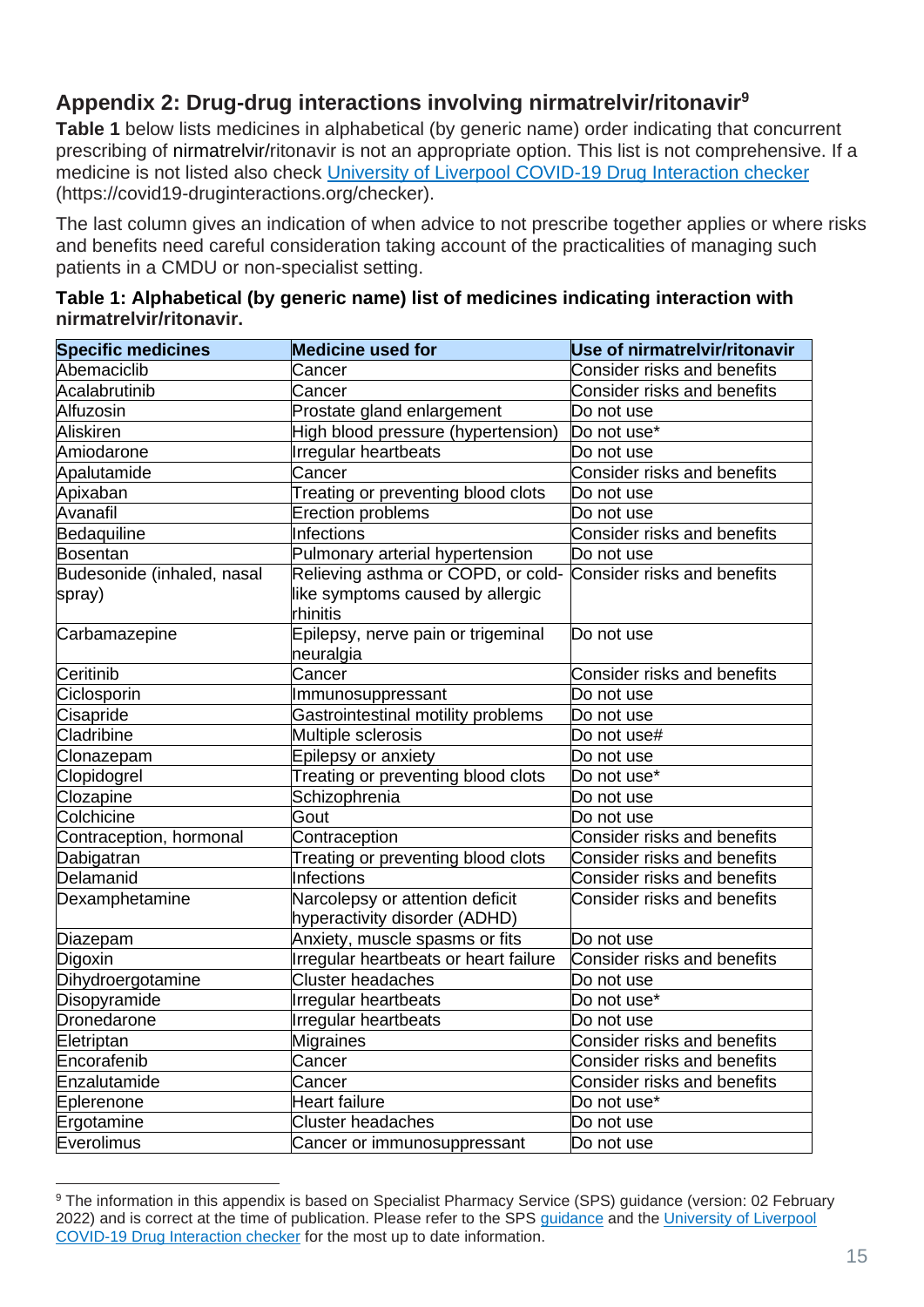## Appendix 2: Drug-drug interactions involving nirmatrelvir/ritonavir[9]

**Table 1** below lists medicines in alphabetical (by generic name) order indicating that concurrent prescribing of nirmatrelvir/ritonavir is not an appropriate option. This list is not comprehensive. If a medicine is not listed also check [University of Liverpool COVID-19 Drug Interaction checker](https://covid19-druginteractions.org/checker) (https://covid19-druginteractions.org/checker).

The last column gives an indication of when advice to not prescribe together applies or where risks and benefits need careful consideration taking account of the practicalities of managing such patients in a CMDU or non-specialist setting.

**Table 1: Alphabetical (by generic name) list of medicines indicating interaction with nirmatrelvir/ritonavir.**

| Specific medicines | Medicine used for | Use of nirmatrelvir/ritonavir |
|---|---|---|
| Abemaciclib | Cancer | Consider risks and benefits |
| Acalabrutinib | Cancer | Consider risks and benefits |
| Alfuzosin | Prostate gland enlargement | Do not use |
| Aliskiren | High blood pressure (hypertension) | Do not use* |
| Amiodarone | Irregular heartbeats | Do not use |
| Apalutamide | Cancer | Consider risks and benefits |
| Apixaban | Treating or preventing blood clots | Do not use |
| Avanafil | Erection problems | Do not use |
| Bedaquiline | Infections | Consider risks and benefits |
| Bosentan | Pulmonary arterial hypertension | Do not use |
| Budesonide (inhaled, nasal spray) | Relieving asthma or COPD, or cold-like symptoms caused by allergic rhinitis | Consider risks and benefits |
| Carbamazepine | Epilepsy, nerve pain or trigeminal neuralgia | Do not use |
| Ceritinib | Cancer | Consider risks and benefits |
| Ciclosporin | Immunosuppressant | Do not use |
| Cisapride | Gastrointestinal motility problems | Do not use |
| Cladribine | Multiple sclerosis | Do not use# |
| Clonazepam | Epilepsy or anxiety | Do not use |
| Clopidogrel | Treating or preventing blood clots | Do not use* |
| Clozapine | Schizophrenia | Do not use |
| Colchicine | Gout | Do not use |
| Contraception, hormonal | Contraception | Consider risks and benefits |
| Dabigatran | Treating or preventing blood clots | Consider risks and benefits |
| Delamanid | Infections | Consider risks and benefits |
| Dexamphetamine | Narcolepsy or attention deficit hyperactivity disorder (ADHD) | Consider risks and benefits |
| Diazepam | Anxiety, muscle spasms or fits | Do not use |
| Digoxin | Irregular heartbeats or heart failure | Consider risks and benefits |
| Dihydroergotamine | Cluster headaches | Do not use |
| Disopyramide | Irregular heartbeats | Do not use* |
| Dronedarone | Irregular heartbeats | Do not use |
| Eletriptan | Migraines | Consider risks and benefits |
| Encorafenib | Cancer | Consider risks and benefits |
| Enzalutamide | Cancer | Consider risks and benefits |
| Eplerenone | Heart failure | Do not use* |
| Ergotamine | Cluster headaches | Do not use |
| Everolimus | Cancer or immunosuppressant | Do not use |

[9] The information in this appendix is based on Specialist Pharmacy Service (SPS) guidance (version: 02 February 2022) and is correct at the time of publication. Please refer to the SPS guidance and the University of Liverpool COVID-19 Drug Interaction checker for the most up to date information.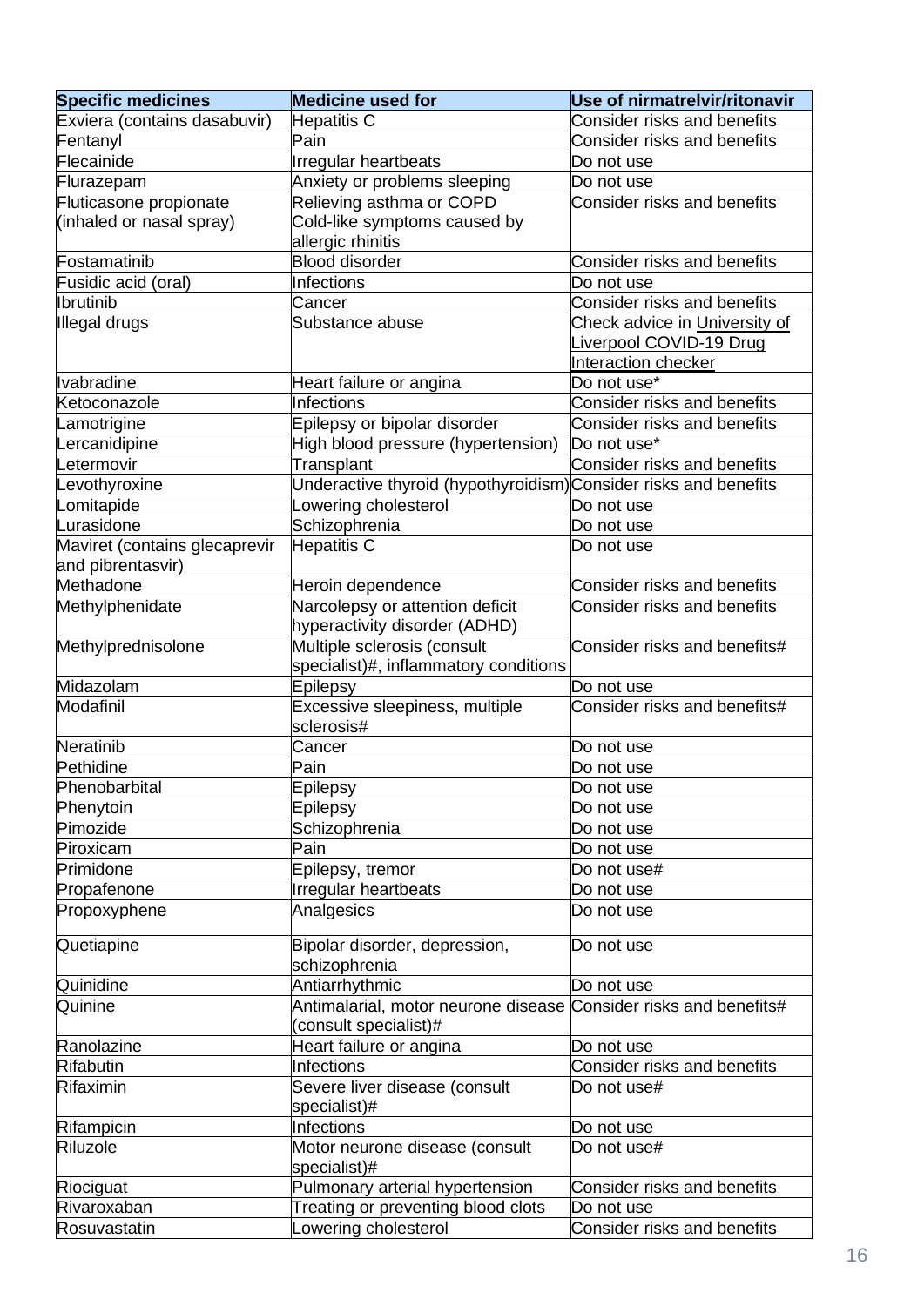| Specific medicines | Medicine used for | Use of nirmatrelvir/ritonavir |
|---|---|---|
| Exviera (contains dasabuvir) | Hepatitis C | Consider risks and benefits |
| Fentanyl | Pain | Consider risks and benefits |
| Flecainide | Irregular heartbeats | Do not use |
| Flurazepam | Anxiety or problems sleeping | Do not use |
| Fluticasone propionate (inhaled or nasal spray) | Relieving asthma or COPD Cold-like symptoms caused by allergic rhinitis | Consider risks and benefits |
| Fostamatinib | Blood disorder | Consider risks and benefits |
| Fusidic acid (oral) | Infections | Do not use |
| Ibrutinib | Cancer | Consider risks and benefits |
| Illegal drugs | Substance abuse | Check advice in University of Liverpool COVID-19 Drug Interaction checker |
| Ivabradine | Heart failure or angina | Do not use* |
| Ketoconazole | Infections | Consider risks and benefits |
| Lamotrigine | Epilepsy or bipolar disorder | Consider risks and benefits |
| Lercanidipine | High blood pressure (hypertension) | Do not use* |
| Letermovir | Transplant | Consider risks and benefits |
| Levothyroxine | Underactive thyroid (hypothyroidism) | Consider risks and benefits |
| Lomitapide | Lowering cholesterol | Do not use |
| Lurasidone | Schizophrenia | Do not use |
| Maviret (contains glecaprevir and pibrentasvir) | Hepatitis C | Do not use |
| Methadone | Heroin dependence | Consider risks and benefits |
| Methylphenidate | Narcolepsy or attention deficit hyperactivity disorder (ADHD) | Consider risks and benefits |
| Methylprednisolone | Multiple sclerosis (consult specialist)#, inflammatory conditions | Consider risks and benefits# |
| Midazolam | Epilepsy | Do not use |
| Modafinil | Excessive sleepiness, multiple sclerosis# | Consider risks and benefits# |
| Neratinib | Cancer | Do not use |
| Pethidine | Pain | Do not use |
| Phenobarbital | Epilepsy | Do not use |
| Phenytoin | Epilepsy | Do not use |
| Pimozide | Schizophrenia | Do not use |
| Piroxicam | Pain | Do not use |
| Primidone | Epilepsy, tremor | Do not use# |
| Propafenone | Irregular heartbeats | Do not use |
| Propoxyphene | Analgesics | Do not use |
| Quetiapine | Bipolar disorder, depression, schizophrenia | Do not use |
| Quinidine | Antiarrhythmic | Do not use |
| Quinine | Antimalarial, motor neurone disease (consult specialist)# | Consider risks and benefits# |
| Ranolazine | Heart failure or angina | Do not use |
| Rifabutin | Infections | Consider risks and benefits |
| Rifaximin | Severe liver disease (consult specialist)# | Do not use# |
| Rifampicin | Infections | Do not use |
| Riluzole | Motor neurone disease (consult specialist)# | Do not use# |
| Riociguat | Pulmonary arterial hypertension | Consider risks and benefits |
| Rivaroxaban | Treating or preventing blood clots | Do not use |
| Rosuvastatin | Lowering cholesterol | Consider risks and benefits |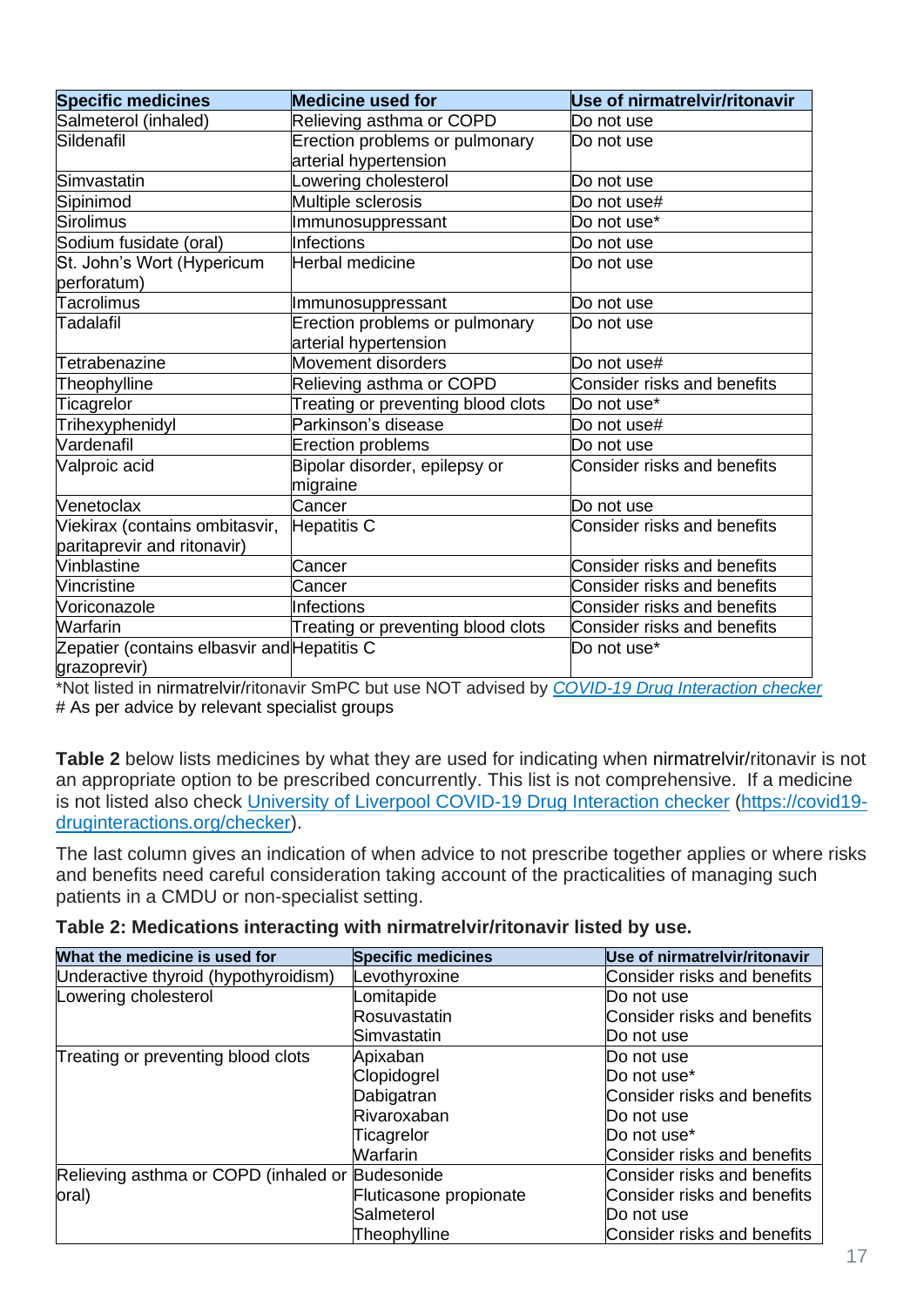| Specific medicines | Medicine used for | Use of nirmatrelvir/ritonavir |
|---|---|---|
| Salmeterol (inhaled) | Relieving asthma or COPD | Do not use |
| Sildenafil | Erection problems or pulmonary arterial hypertension | Do not use |
| Simvastatin | Lowering cholesterol | Do not use |
| Sipinimod | Multiple sclerosis | Do not use# |
| Sirolimus | Immunosuppressant | Do not use* |
| Sodium fusidate (oral) | Infections | Do not use |
| St. John's Wort (Hypericum perforatum) | Herbal medicine | Do not use |
| Tacrolimus | Immunosuppressant | Do not use |
| Tadalafil | Erection problems or pulmonary arterial hypertension | Do not use |
| Tetrabenazine | Movement disorders | Do not use# |
| Theophylline | Relieving asthma or COPD | Consider risks and benefits |
| Ticagrelor | Treating or preventing blood clots | Do not use* |
| Trihexyphenidyl | Parkinson's disease | Do not use# |
| Vardenafil | Erection problems | Do not use |
| Valproic acid | Bipolar disorder, epilepsy or migraine | Consider risks and benefits |
| Venetoclax | Cancer | Do not use |
| Viekirax (contains ombitasvir, paritaprevir and ritonavir) | Hepatitis C | Consider risks and benefits |
| Vinblastine | Cancer | Consider risks and benefits |
| Vincristine | Cancer | Consider risks and benefits |
| Voriconazole | Infections | Consider risks and benefits |
| Warfarin | Treating or preventing blood clots | Consider risks and benefits |
| Zepatier (contains elbasvir and grazoprevir) | Hepatitis C | Do not use* |

*Not listed in nirmatrelvir/ritonavir SmPC but use NOT advised by [COVID-19 Drug Interaction checker](https://covid19-druginteractions.org/checker)
# As per advice by relevant specialist groups

**Table 2** below lists medicines by what they are used for indicating when nirmatrelvir/ritonavir is not an appropriate option to be prescribed concurrently. This list is not comprehensive. If a medicine is not listed also check [University of Liverpool COVID-19 Drug Interaction checker](https://covid19-druginteractions.org/checker) ([https://covid19-druginteractions.org/checker](https://covid19-druginteractions.org/checker)).

The last column gives an indication of when advice to not prescribe together applies or where risks and benefits need careful consideration taking account of the practicalities of managing such patients in a CMDU or non-specialist setting.

**Table 2: Medications interacting with nirmatrelvir/ritonavir listed by use.**

| What the medicine is used for | Specific medicines | Use of nirmatrelvir/ritonavir |
|---|---|---|
| Underactive thyroid (hypothyroidism) | Levothyroxine | Consider risks and benefits |
| Lowering cholesterol | Lomitapide<br>Rosuvastatin<br>Simvastatin | Do not use<br>Consider risks and benefits<br>Do not use |
| Treating or preventing blood clots | Apixaban<br>Clopidogrel<br>Dabigatran<br>Rivaroxaban<br>Ticagrelor<br>Warfarin | Do not use<br>Do not use*<br>Consider risks and benefits<br>Do not use<br>Do not use*<br>Consider risks and benefits |
| Relieving asthma or COPD (inhaled or oral) | Budesonide<br>Fluticasone propionate<br>Salmeterol<br>Theophylline | Consider risks and benefits<br>Consider risks and benefits<br>Do not use<br>Consider risks and benefits |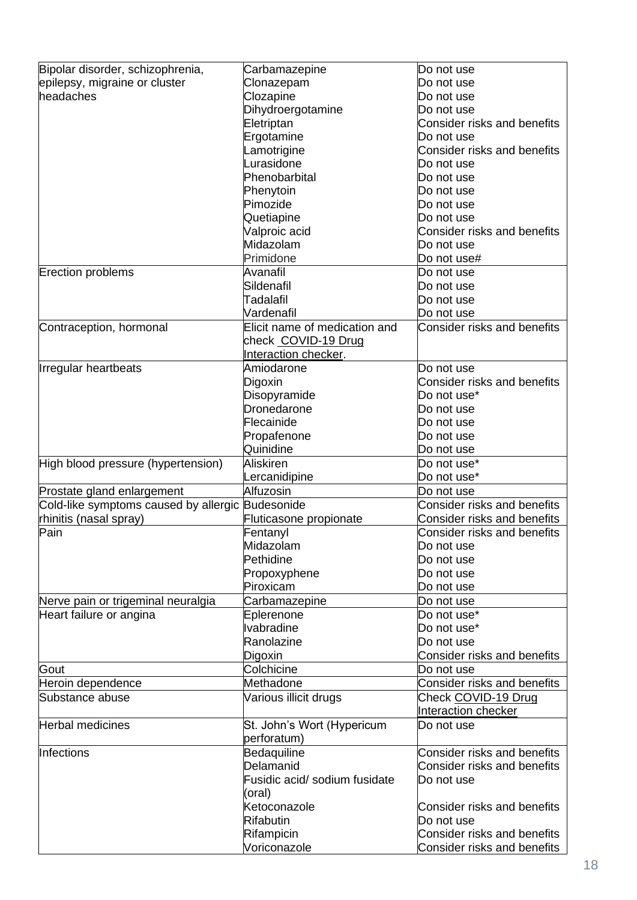| | | |
|---|---|---|
| Bipolar disorder, schizophrenia, epilepsy, migraine or cluster headaches | Carbamazepine | Do not use |
| | Clonazepam | Do not use |
| | Clozapine | Do not use |
| | Dihydroergotamine | Do not use |
| | Eletriptan | Consider risks and benefits |
| | Ergotamine | Do not use |
| | Lamotrigine | Consider risks and benefits |
| | Lurasidone | Do not use |
| | Phenobarbital | Do not use |
| | Phenytoin | Do not use |
| | Pimozide | Do not use |
| | Quetiapine | Do not use |
| | Valproic acid | Consider risks and benefits |
| | Midazolam | Do not use |
| | Primidone | Do not use# |
| Erection problems | Avanafil | Do not use |
| | Sildenafil | Do not use |
| | Tadalafil | Do not use |
| | Vardenafil | Do not use |
| Contraception, hormonal | Elicit name of medication and check COVID-19 Drug Interaction checker. | Consider risks and benefits |
| Irregular heartbeats | Amiodarone | Do not use |
| | Digoxin | Consider risks and benefits |
| | Disopyramide | Do not use* |
| | Dronedarone | Do not use |
| | Flecainide | Do not use |
| | Propafenone | Do not use |
| | Quinidine | Do not use |
| High blood pressure (hypertension) | Aliskiren | Do not use* |
| | Lercanidipine | Do not use* |
| Prostate gland enlargement | Alfuzosin | Do not use |
| Cold-like symptoms caused by allergic rhinitis (nasal spray) | Budesonide | Consider risks and benefits |
| | Fluticasone propionate | Consider risks and benefits |
| Pain | Fentanyl | Consider risks and benefits |
| | Midazolam | Do not use |
| | Pethidine | Do not use |
| | Propoxyphene | Do not use |
| | Piroxicam | Do not use |
| Nerve pain or trigeminal neuralgia | Carbamazepine | Do not use |
| Heart failure or angina | Eplerenone | Do not use* |
| | Ivabradine | Do not use* |
| | Ranolazine | Do not use |
| | Digoxin | Consider risks and benefits |
| Gout | Colchicine | Do not use |
| Heroin dependence | Methadone | Consider risks and benefits |
| Substance abuse | Various illicit drugs | Check COVID-19 Drug Interaction checker |
| Herbal medicines | St. John's Wort (Hypericum perforatum) | Do not use |
| Infections | Bedaquiline | Consider risks and benefits |
| | Delamanid | Consider risks and benefits |
| | Fusidic acid/ sodium fusidate (oral) | Do not use |
| | Ketoconazole | Consider risks and benefits |
| | Rifabutin | Do not use |
| | Rifampicin | Consider risks and benefits |
| | Voriconazole | Consider risks and benefits |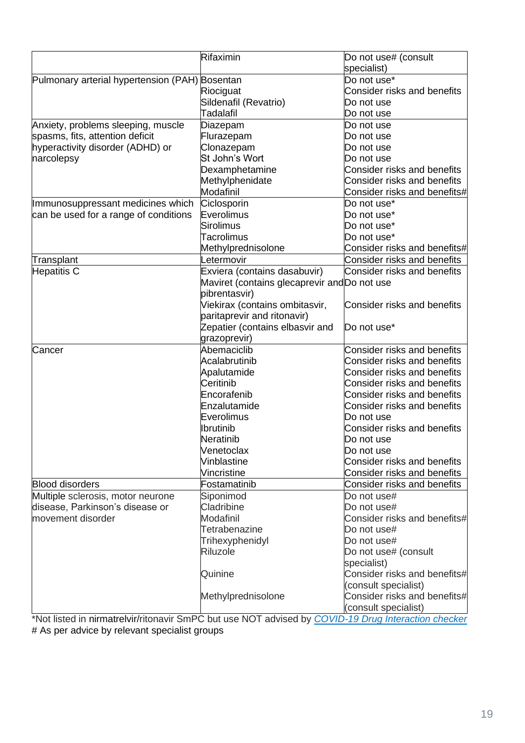| | | |
|---|---|---|
| | Rifaximin | Do not use# (consult specialist) |
| Pulmonary arterial hypertension (PAH) | Bosentan | Do not use* |
| | Riociguat | Consider risks and benefits |
| | Sildenafil (Revatrio) | Do not use |
| | Tadalafil | Do not use |
| Anxiety, problems sleeping, muscle spasms, fits, attention deficit hyperactivity disorder (ADHD) or narcolepsy | Diazepam | Do not use |
| | Flurazepam | Do not use |
| | Clonazepam | Do not use |
| | St John's Wort | Do not use |
| | Dexamphetamine | Consider risks and benefits |
| | Methylphenidate | Consider risks and benefits |
| | Modafinil | Consider risks and benefits# |
| Immunosuppressant medicines which can be used for a range of conditions | Ciclosporin | Do not use* |
| | Everolimus | Do not use* |
| | Sirolimus | Do not use* |
| | Tacrolimus | Do not use* |
| | Methylprednisolone | Consider risks and benefits# |
| Transplant | Letermovir | Consider risks and benefits |
| Hepatitis C | Exviera (contains dasabuvir) | Consider risks and benefits |
| | Maviret (contains glecaprevir and pibrentasvir) | Do not use |
| | Viekirax (contains ombitasvir, paritaprevir and ritonavir) | Consider risks and benefits |
| | Zepatier (contains elbasvir and grazoprevir) | Do not use* |
| Cancer | Abemaciclib | Consider risks and benefits |
| | Acalabrutinib | Consider risks and benefits |
| | Apalutamide | Consider risks and benefits |
| | Ceritinib | Consider risks and benefits |
| | Encorafenib | Consider risks and benefits |
| | Enzalutamide | Consider risks and benefits |
| | Everolimus | Do not use |
| | Ibrutinib | Consider risks and benefits |
| | Neratinib | Do not use |
| | Venetoclax | Do not use |
| | Vinblastine | Consider risks and benefits |
| | Vincristine | Consider risks and benefits |
| Blood disorders | Fostamatinib | Consider risks and benefits |
| Multiple sclerosis, motor neurone disease, Parkinson's disease or movement disorder | Siponimod | Do not use# |
| | Cladribine | Do not use# |
| | Modafinil | Consider risks and benefits# |
| | Tetrabenazine | Do not use# |
| | Trihexyphenidyl | Do not use# |
| | Riluzole | Do not use# (consult specialist) |
| | Quinine | Consider risks and benefits# (consult specialist) |
| | Methylprednisolone | Consider risks and benefits# (consult specialist) |

*Not listed in nirmatrelvir/ritonavir SmPC but use NOT advised by *COVID-19 Drug Interaction checker*

# As per advice by relevant specialist groups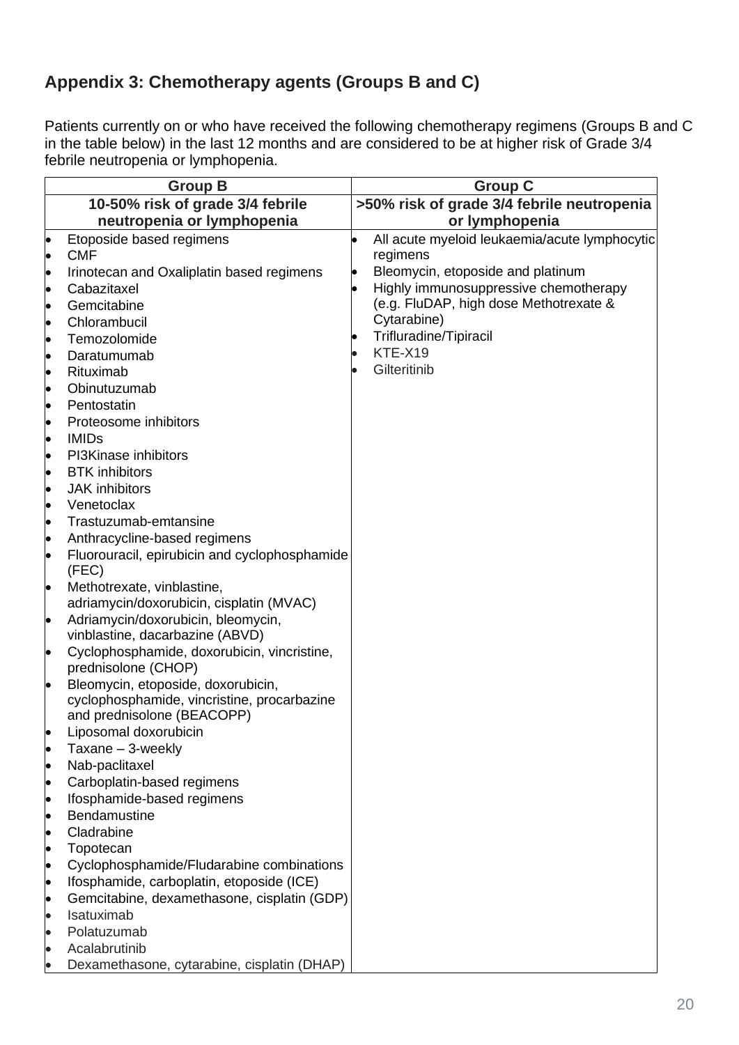## Appendix 3: Chemotherapy agents (Groups B and C)

Patients currently on or who have received the following chemotherapy regimens (Groups B and C in the table below) in the last 12 months and are considered to be at higher risk of Grade 3/4 febrile neutropenia or lymphopenia.

| Group B | Group C |
|---|---|
| **10-50% risk of grade 3/4 febrile neutropenia or lymphopenia** | **>50% risk of grade 3/4 febrile neutropenia or lymphopenia** |
| • Etoposide based regimens<br>• CMF<br>• Irinotecan and Oxaliplatin based regimens<br>• Cabazitaxel<br>• Gemcitabine<br>• Chlorambucil<br>• Temozolomide<br>• Daratumumab<br>• Rituximab<br>• Obinutuzumab<br>• Pentostatin<br>• Proteosome inhibitors<br>• IMIDs<br>• PI3Kinase inhibitors<br>• BTK inhibitors<br>• JAK inhibitors<br>• Venetoclax<br>• Trastuzumab-emtansine<br>• Anthracycline-based regimens<br>• Fluorouracil, epirubicin and cyclophosphamide (FEC)<br>• Methotrexate, vinblastine, adriamycin/doxorubicin, cisplatin (MVAC)<br>• Adriamycin/doxorubicin, bleomycin, vinblastine, dacarbazine (ABVD)<br>• Cyclophosphamide, doxorubicin, vincristine, prednisolone (CHOP)<br>• Bleomycin, etoposide, doxorubicin, cyclophosphamide, vincristine, procarbazine and prednisolone (BEACOPP)<br>• Liposomal doxorubicin<br>• Taxane – 3-weekly<br>• Nab-paclitaxel<br>• Carboplatin-based regimens<br>• Ifosphamide-based regimens<br>• Bendamustine<br>• Cladrabine<br>• Topotecan<br>• Cyclophosphamide/Fludarabine combinations<br>• Ifosphamide, carboplatin, etoposide (ICE)<br>• Gemcitabine, dexamethasone, cisplatin (GDP)<br>• Isatuximab<br>• Polatuzumab<br>• Acalabrutinib<br>• Dexamethasone, cytarabine, cisplatin (DHAP) | • All acute myeloid leukaemia/acute lymphocytic regimens<br>• Bleomycin, etoposide and platinum<br>• Highly immunosuppressive chemotherapy (e.g. FluDAP, high dose Methotrexate & Cytarabine)<br>• Trifluradine/Tipiracil<br>• KTE-X19<br>• Gilteritinib |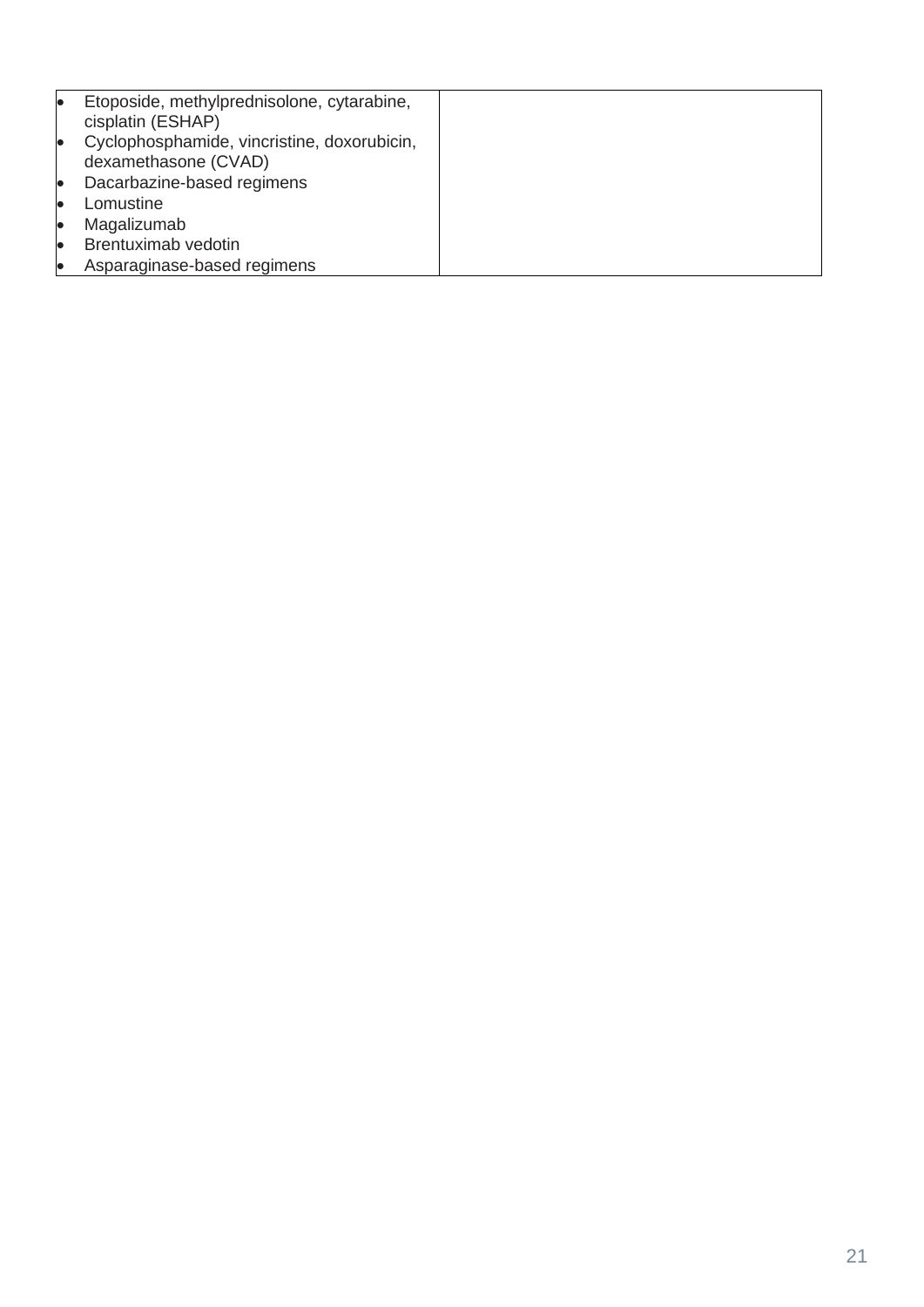| | |
|---|---|
| • Etoposide, methylprednisolone, cytarabine, cisplatin (ESHAP)<br>• Cyclophosphamide, vincristine, doxorubicin, dexamethasone (CVAD)<br>• Dacarbazine-based regimens<br>• Lomustine<br>• Magalizumab<br>• Brentuximab vedotin<br>• Asparaginase-based regimens | |